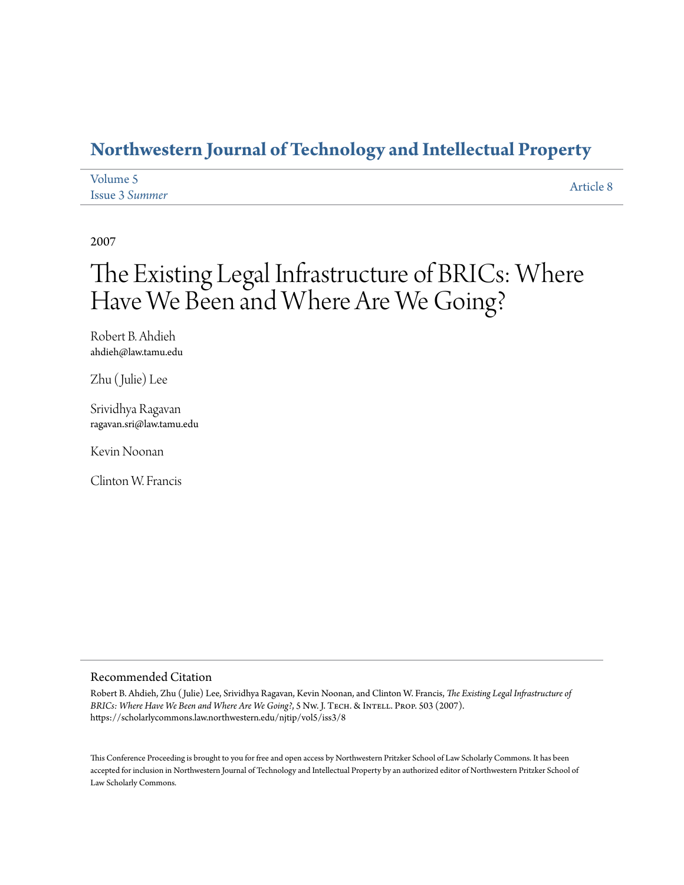# Northwestern Journal of Technology and Intellectual Property

Volume 5
Issue 3 *Summer*

Article 8

2007

# The Existing Legal Infrastructure of BRICs: Where Have We Been and Where Are We Going?

Robert B. Ahdieh
ahdieh@law.tamu.edu

Zhu (Julie) Lee

Srividhya Ragavan
ragavan.sri@law.tamu.edu

Kevin Noonan

Clinton W. Francis

## Recommended Citation

Robert B. Ahdieh, Zhu (Julie) Lee, Srividhya Ragavan, Kevin Noonan, and Clinton W. Francis, *The Existing Legal Infrastructure of BRICs: Where Have We Been and Where Are We Going?*, 5 Nw. J. Tech. & Intell. Prop. 503 (2007).
https://scholarlycommons.law.northwestern.edu/njtip/vol5/iss3/8

This Conference Proceeding is brought to you for free and open access by Northwestern Pritzker School of Law Scholarly Commons. It has been accepted for inclusion in Northwestern Journal of Technology and Intellectual Property by an authorized editor of Northwestern Pritzker School of Law Scholarly Commons.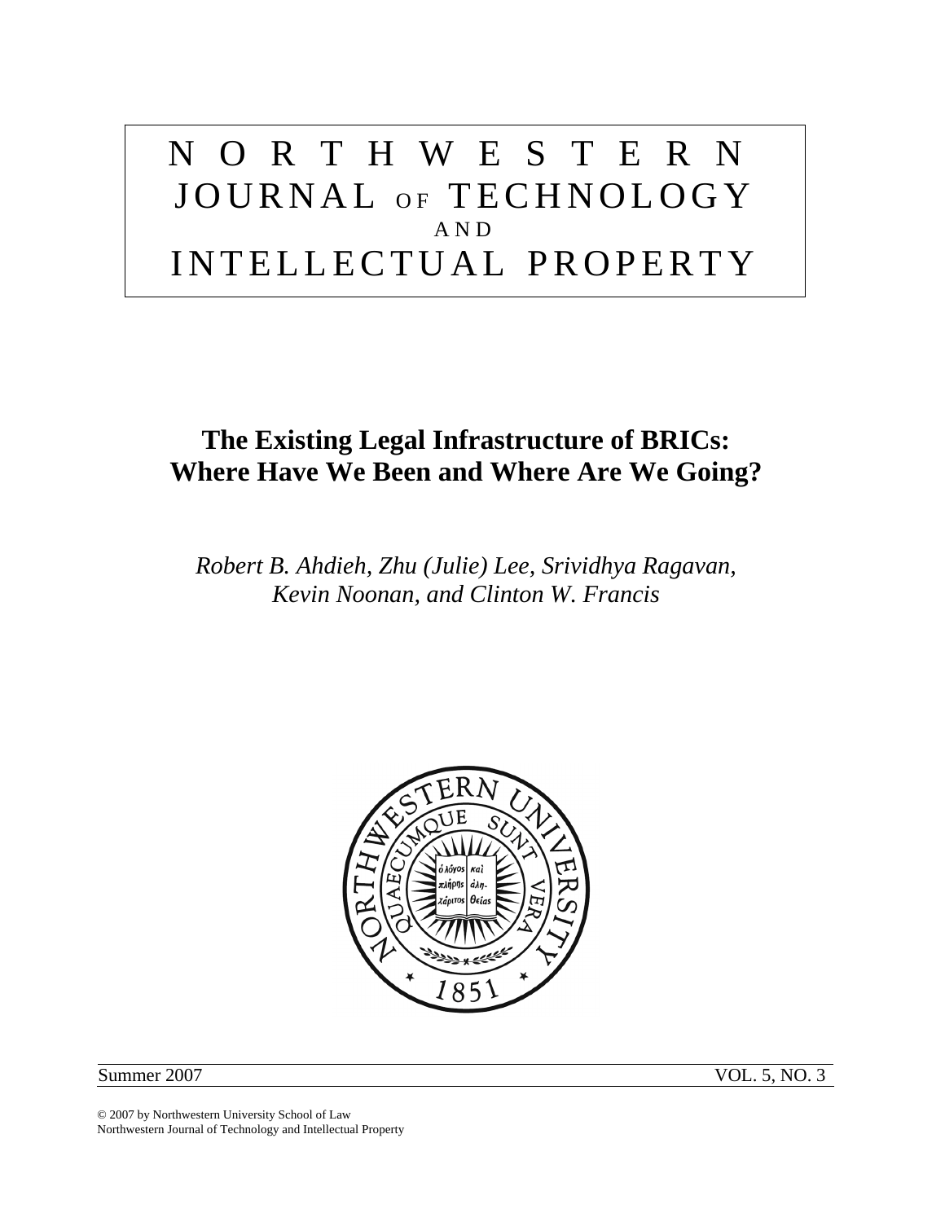# NORTHWESTERN JOURNAL OF TECHNOLOGY AND INTELLECTUAL PROPERTY

## The Existing Legal Infrastructure of BRICs: Where Have We Been and Where Are We Going?

*Robert B. Ahdieh, Zhu (Julie) Lee, Srividhya Ragavan, Kevin Noonan, and Clinton W. Francis*

Summer 2007 VOL. 5, NO. 3

© 2007 by Northwestern University School of Law
Northwestern Journal of Technology and Intellectual Property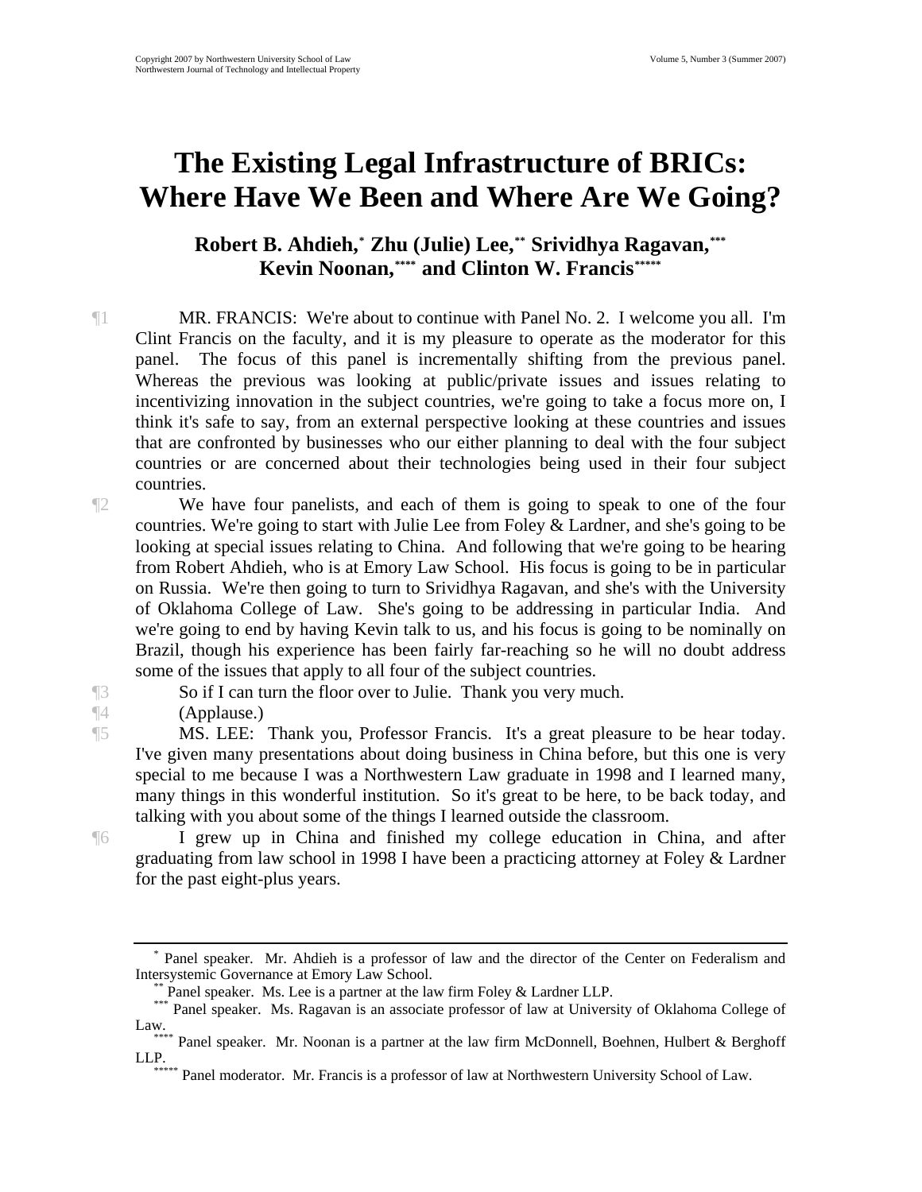# The Existing Legal Infrastructure of BRICs: Where Have We Been and Where Are We Going?

**Robert B. Ahdieh,[*] Zhu (Julie) Lee,[**] Srividhya Ragavan,[***] Kevin Noonan,[****] and Clinton W. Francis[*****]**

¶1 MR. FRANCIS: We're about to continue with Panel No. 2. I welcome you all. I'm Clint Francis on the faculty, and it is my pleasure to operate as the moderator for this panel. The focus of this panel is incrementally shifting from the previous panel. Whereas the previous was looking at public/private issues and issues relating to incentivizing innovation in the subject countries, we're going to take a focus more on, I think it's safe to say, from an external perspective looking at these countries and issues that are confronted by businesses who our either planning to deal with the four subject countries or are concerned about their technologies being used in their four subject countries.

¶2 We have four panelists, and each of them is going to speak to one of the four countries. We're going to start with Julie Lee from Foley & Lardner, and she's going to be looking at special issues relating to China. And following that we're going to be hearing from Robert Ahdieh, who is at Emory Law School. His focus is going to be in particular on Russia. We're then going to turn to Srividhya Ragavan, and she's with the University of Oklahoma College of Law. She's going to be addressing in particular India. And we're going to end by having Kevin talk to us, and his focus is going to be nominally on Brazil, though his experience has been fairly far-reaching so he will no doubt address some of the issues that apply to all four of the subject countries.

¶3 So if I can turn the floor over to Julie. Thank you very much.

¶4 (Applause.)

¶5 MS. LEE: Thank you, Professor Francis. It's a great pleasure to be hear today. I've given many presentations about doing business in China before, but this one is very special to me because I was a Northwestern Law graduate in 1998 and I learned many, many things in this wonderful institution. So it's great to be here, to be back today, and talking with you about some of the things I learned outside the classroom.

¶6 I grew up in China and finished my college education in China, and after graduating from law school in 1998 I have been a practicing attorney at Foley & Lardner for the past eight-plus years.

---

[*] Panel speaker. Mr. Ahdieh is a professor of law and the director of the Center on Federalism and Intersystemic Governance at Emory Law School.

[**] Panel speaker. Ms. Lee is a partner at the law firm Foley & Lardner LLP.

[***] Panel speaker. Ms. Ragavan is an associate professor of law at University of Oklahoma College of Law.

[****] Panel speaker. Mr. Noonan is a partner at the law firm McDonnell, Boehnen, Hulbert & Berghoff LLP.

[*****] Panel moderator. Mr. Francis is a professor of law at Northwestern University School of Law.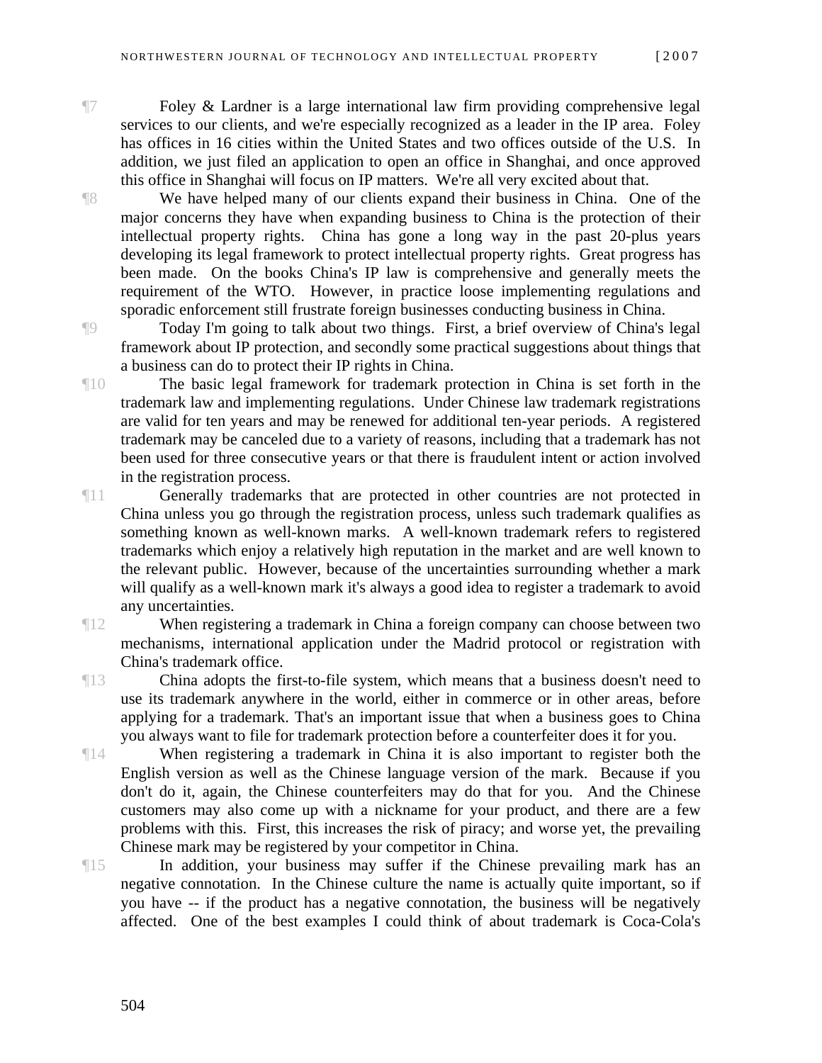¶7 Foley & Lardner is a large international law firm providing comprehensive legal services to our clients, and we're especially recognized as a leader in the IP area. Foley has offices in 16 cities within the United States and two offices outside of the U.S. In addition, we just filed an application to open an office in Shanghai, and once approved this office in Shanghai will focus on IP matters. We're all very excited about that.

¶8 We have helped many of our clients expand their business in China. One of the major concerns they have when expanding business to China is the protection of their intellectual property rights. China has gone a long way in the past 20-plus years developing its legal framework to protect intellectual property rights. Great progress has been made. On the books China's IP law is comprehensive and generally meets the requirement of the WTO. However, in practice loose implementing regulations and sporadic enforcement still frustrate foreign businesses conducting business in China.

¶9 Today I'm going to talk about two things. First, a brief overview of China's legal framework about IP protection, and secondly some practical suggestions about things that a business can do to protect their IP rights in China.

¶10 The basic legal framework for trademark protection in China is set forth in the trademark law and implementing regulations. Under Chinese law trademark registrations are valid for ten years and may be renewed for additional ten-year periods. A registered trademark may be canceled due to a variety of reasons, including that a trademark has not been used for three consecutive years or that there is fraudulent intent or action involved in the registration process.

¶11 Generally trademarks that are protected in other countries are not protected in China unless you go through the registration process, unless such trademark qualifies as something known as well-known marks. A well-known trademark refers to registered trademarks which enjoy a relatively high reputation in the market and are well known to the relevant public. However, because of the uncertainties surrounding whether a mark will qualify as a well-known mark it's always a good idea to register a trademark to avoid any uncertainties.

¶12 When registering a trademark in China a foreign company can choose between two mechanisms, international application under the Madrid protocol or registration with China's trademark office.

¶13 China adopts the first-to-file system, which means that a business doesn't need to use its trademark anywhere in the world, either in commerce or in other areas, before applying for a trademark. That's an important issue that when a business goes to China you always want to file for trademark protection before a counterfeiter does it for you.

¶14 When registering a trademark in China it is also important to register both the English version as well as the Chinese language version of the mark. Because if you don't do it, again, the Chinese counterfeiters may do that for you. And the Chinese customers may also come up with a nickname for your product, and there are a few problems with this. First, this increases the risk of piracy; and worse yet, the prevailing Chinese mark may be registered by your competitor in China.

¶15 In addition, your business may suffer if the Chinese prevailing mark has an negative connotation. In the Chinese culture the name is actually quite important, so if you have -- if the product has a negative connotation, the business will be negatively affected. One of the best examples I could think of about trademark is Coca-Cola's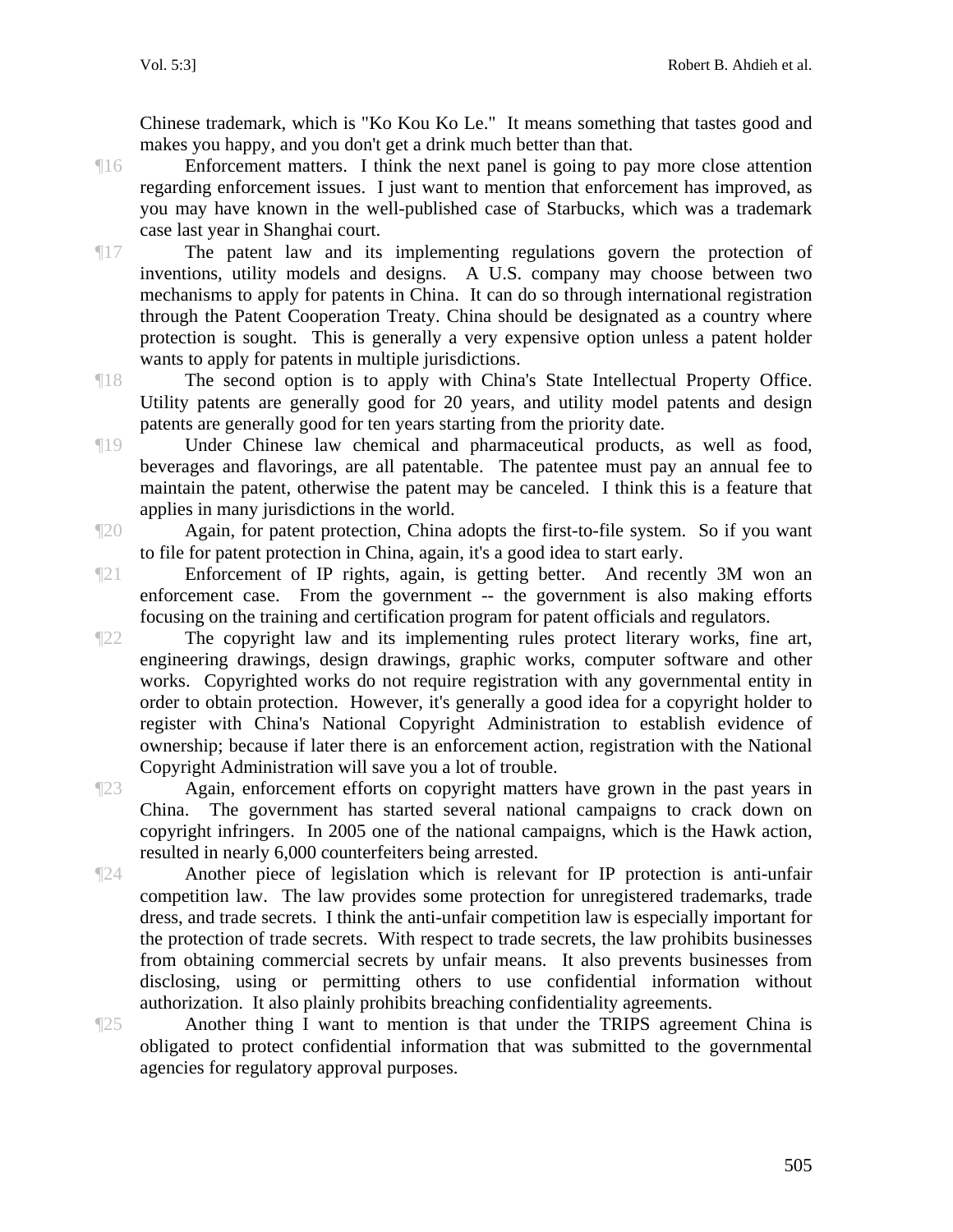Chinese trademark, which is "Ko Kou Ko Le." It means something that tastes good and makes you happy, and you don't get a drink much better than that.

¶16 Enforcement matters. I think the next panel is going to pay more close attention regarding enforcement issues. I just want to mention that enforcement has improved, as you may have known in the well-published case of Starbucks, which was a trademark case last year in Shanghai court.

¶17 The patent law and its implementing regulations govern the protection of inventions, utility models and designs. A U.S. company may choose between two mechanisms to apply for patents in China. It can do so through international registration through the Patent Cooperation Treaty. China should be designated as a country where protection is sought. This is generally a very expensive option unless a patent holder wants to apply for patents in multiple jurisdictions.

¶18 The second option is to apply with China's State Intellectual Property Office. Utility patents are generally good for 20 years, and utility model patents and design patents are generally good for ten years starting from the priority date.

¶19 Under Chinese law chemical and pharmaceutical products, as well as food, beverages and flavorings, are all patentable. The patentee must pay an annual fee to maintain the patent, otherwise the patent may be canceled. I think this is a feature that applies in many jurisdictions in the world.

¶20 Again, for patent protection, China adopts the first-to-file system. So if you want to file for patent protection in China, again, it's a good idea to start early.

¶21 Enforcement of IP rights, again, is getting better. And recently 3M won an enforcement case. From the government -- the government is also making efforts focusing on the training and certification program for patent officials and regulators.

¶22 The copyright law and its implementing rules protect literary works, fine art, engineering drawings, design drawings, graphic works, computer software and other works. Copyrighted works do not require registration with any governmental entity in order to obtain protection. However, it's generally a good idea for a copyright holder to register with China's National Copyright Administration to establish evidence of ownership; because if later there is an enforcement action, registration with the National Copyright Administration will save you a lot of trouble.

¶23 Again, enforcement efforts on copyright matters have grown in the past years in China. The government has started several national campaigns to crack down on copyright infringers. In 2005 one of the national campaigns, which is the Hawk action, resulted in nearly 6,000 counterfeiters being arrested.

¶24 Another piece of legislation which is relevant for IP protection is anti-unfair competition law. The law provides some protection for unregistered trademarks, trade dress, and trade secrets. I think the anti-unfair competition law is especially important for the protection of trade secrets. With respect to trade secrets, the law prohibits businesses from obtaining commercial secrets by unfair means. It also prevents businesses from disclosing, using or permitting others to use confidential information without authorization. It also plainly prohibits breaching confidentiality agreements.

¶25 Another thing I want to mention is that under the TRIPS agreement China is obligated to protect confidential information that was submitted to the governmental agencies for regulatory approval purposes.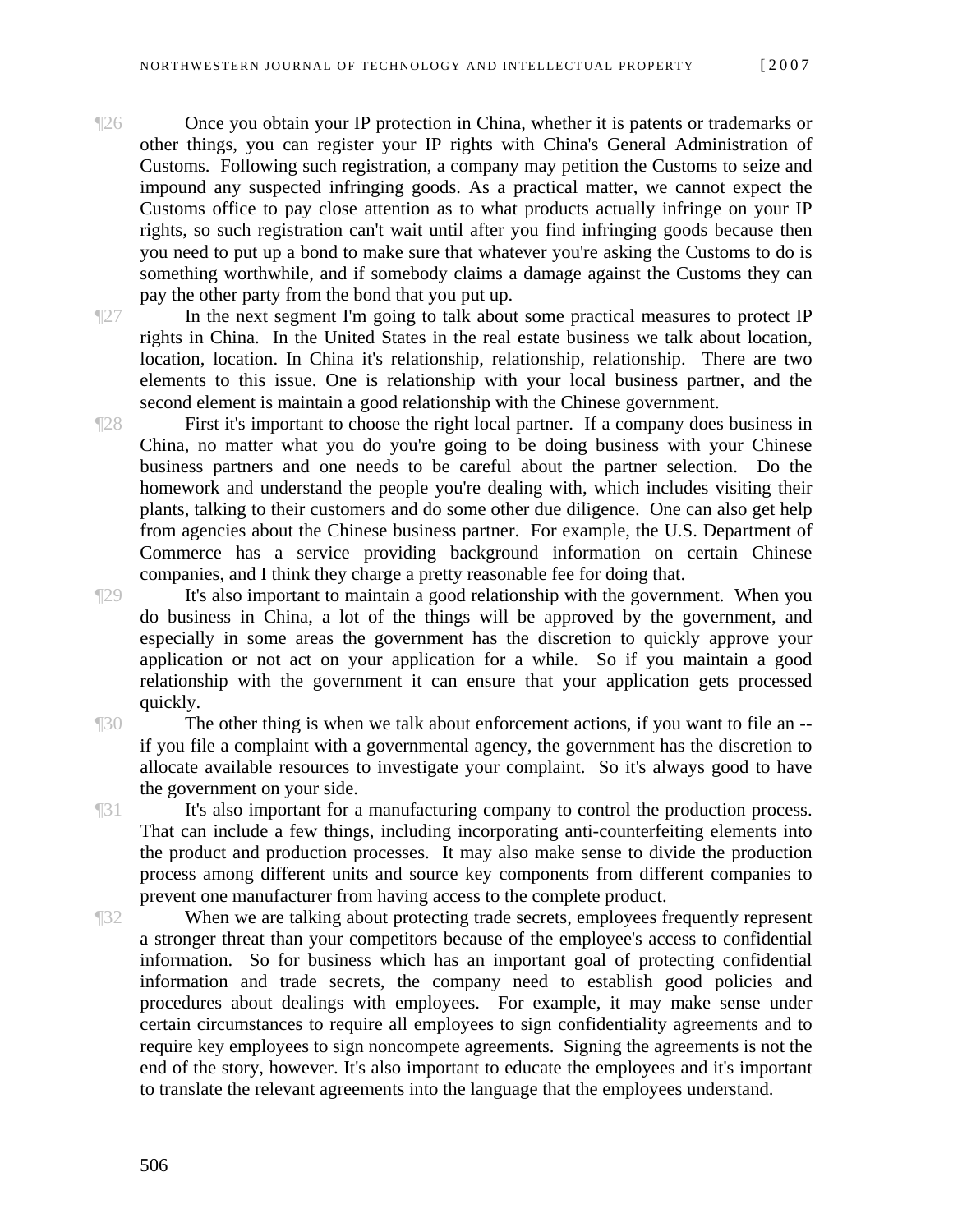¶26 Once you obtain your IP protection in China, whether it is patents or trademarks or other things, you can register your IP rights with China's General Administration of Customs. Following such registration, a company may petition the Customs to seize and impound any suspected infringing goods. As a practical matter, we cannot expect the Customs office to pay close attention as to what products actually infringe on your IP rights, so such registration can't wait until after you find infringing goods because then you need to put up a bond to make sure that whatever you're asking the Customs to do is something worthwhile, and if somebody claims a damage against the Customs they can pay the other party from the bond that you put up.

¶27 In the next segment I'm going to talk about some practical measures to protect IP rights in China. In the United States in the real estate business we talk about location, location, location. In China it's relationship, relationship, relationship. There are two elements to this issue. One is relationship with your local business partner, and the second element is maintain a good relationship with the Chinese government.

¶28 First it's important to choose the right local partner. If a company does business in China, no matter what you do you're going to be doing business with your Chinese business partners and one needs to be careful about the partner selection. Do the homework and understand the people you're dealing with, which includes visiting their plants, talking to their customers and do some other due diligence. One can also get help from agencies about the Chinese business partner. For example, the U.S. Department of Commerce has a service providing background information on certain Chinese companies, and I think they charge a pretty reasonable fee for doing that.

¶29 It's also important to maintain a good relationship with the government. When you do business in China, a lot of the things will be approved by the government, and especially in some areas the government has the discretion to quickly approve your application or not act on your application for a while. So if you maintain a good relationship with the government it can ensure that your application gets processed quickly.

¶30 The other thing is when we talk about enforcement actions, if you want to file an -- if you file a complaint with a governmental agency, the government has the discretion to allocate available resources to investigate your complaint. So it's always good to have the government on your side.

¶31 It's also important for a manufacturing company to control the production process. That can include a few things, including incorporating anti-counterfeiting elements into the product and production processes. It may also make sense to divide the production process among different units and source key components from different companies to prevent one manufacturer from having access to the complete product.

¶32 When we are talking about protecting trade secrets, employees frequently represent a stronger threat than your competitors because of the employee's access to confidential information. So for business which has an important goal of protecting confidential information and trade secrets, the company need to establish good policies and procedures about dealings with employees. For example, it may make sense under certain circumstances to require all employees to sign confidentiality agreements and to require key employees to sign noncompete agreements. Signing the agreements is not the end of the story, however. It's also important to educate the employees and it's important to translate the relevant agreements into the language that the employees understand.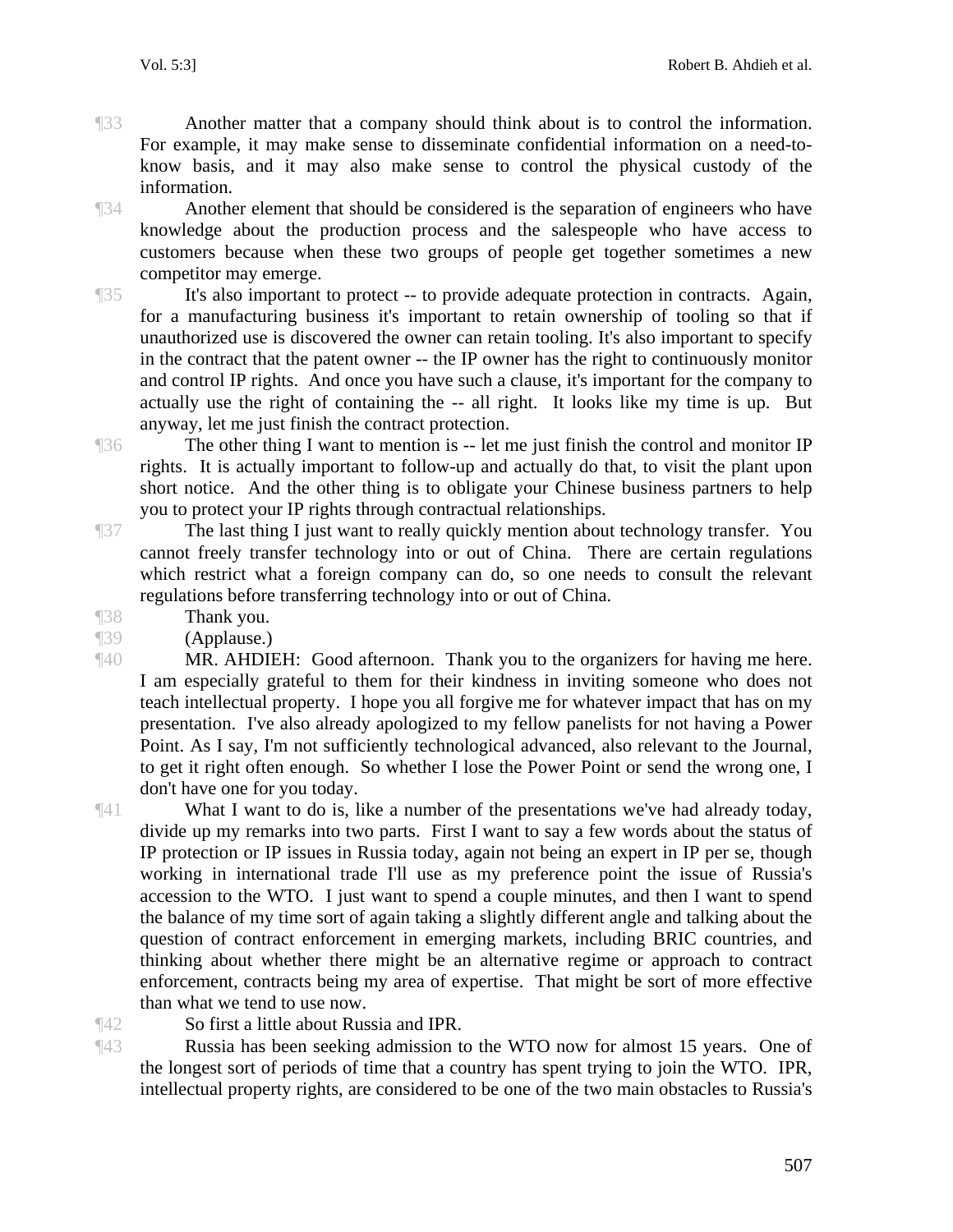¶33 Another matter that a company should think about is to control the information. For example, it may make sense to disseminate confidential information on a need-to-know basis, and it may also make sense to control the physical custody of the information.

¶34 Another element that should be considered is the separation of engineers who have knowledge about the production process and the salespeople who have access to customers because when these two groups of people get together sometimes a new competitor may emerge.

¶35 It's also important to protect -- to provide adequate protection in contracts. Again, for a manufacturing business it's important to retain ownership of tooling so that if unauthorized use is discovered the owner can retain tooling. It's also important to specify in the contract that the patent owner -- the IP owner has the right to continuously monitor and control IP rights. And once you have such a clause, it's important for the company to actually use the right of containing the -- all right. It looks like my time is up. But anyway, let me just finish the contract protection.

¶36 The other thing I want to mention is -- let me just finish the control and monitor IP rights. It is actually important to follow-up and actually do that, to visit the plant upon short notice. And the other thing is to obligate your Chinese business partners to help you to protect your IP rights through contractual relationships.

¶37 The last thing I just want to really quickly mention about technology transfer. You cannot freely transfer technology into or out of China. There are certain regulations which restrict what a foreign company can do, so one needs to consult the relevant regulations before transferring technology into or out of China.

¶38 Thank you.

¶39 (Applause.)

¶40 MR. AHDIEH: Good afternoon. Thank you to the organizers for having me here. I am especially grateful to them for their kindness in inviting someone who does not teach intellectual property. I hope you all forgive me for whatever impact that has on my presentation. I've also already apologized to my fellow panelists for not having a Power Point. As I say, I'm not sufficiently technological advanced, also relevant to the Journal, to get it right often enough. So whether I lose the Power Point or send the wrong one, I don't have one for you today.

¶41 What I want to do is, like a number of the presentations we've had already today, divide up my remarks into two parts. First I want to say a few words about the status of IP protection or IP issues in Russia today, again not being an expert in IP per se, though working in international trade I'll use as my preference point the issue of Russia's accession to the WTO. I just want to spend a couple minutes, and then I want to spend the balance of my time sort of again taking a slightly different angle and talking about the question of contract enforcement in emerging markets, including BRIC countries, and thinking about whether there might be an alternative regime or approach to contract enforcement, contracts being my area of expertise. That might be sort of more effective than what we tend to use now.

¶42 So first a little about Russia and IPR.

¶43 Russia has been seeking admission to the WTO now for almost 15 years. One of the longest sort of periods of time that a country has spent trying to join the WTO. IPR, intellectual property rights, are considered to be one of the two main obstacles to Russia's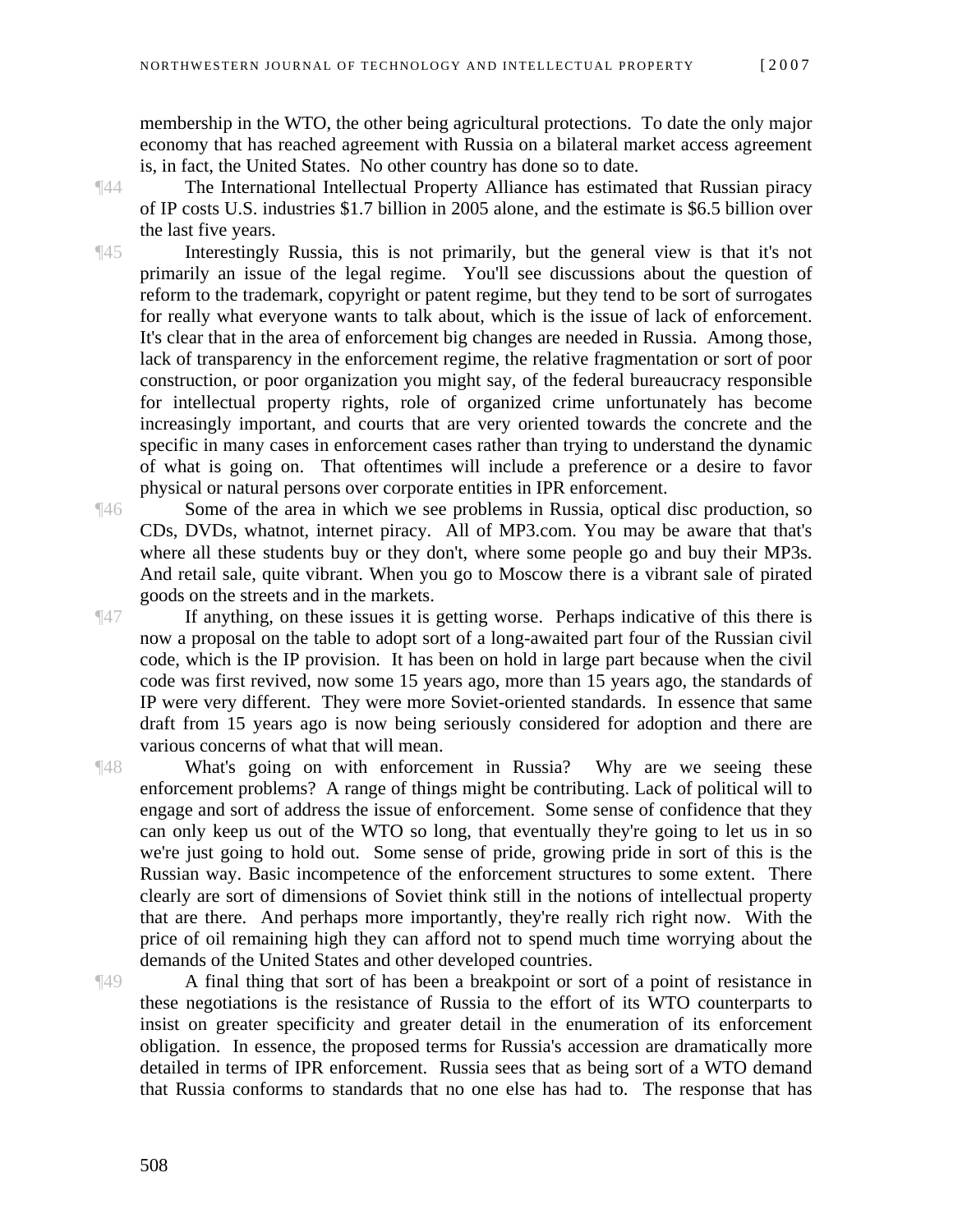membership in the WTO, the other being agricultural protections. To date the only major economy that has reached agreement with Russia on a bilateral market access agreement is, in fact, the United States. No other country has done so to date.

¶44 The International Intellectual Property Alliance has estimated that Russian piracy of IP costs U.S. industries $1.7 billion in 2005 alone, and the estimate is $6.5 billion over the last five years.

¶45 Interestingly Russia, this is not primarily, but the general view is that it's not primarily an issue of the legal regime. You'll see discussions about the question of reform to the trademark, copyright or patent regime, but they tend to be sort of surrogates for really what everyone wants to talk about, which is the issue of lack of enforcement. It's clear that in the area of enforcement big changes are needed in Russia. Among those, lack of transparency in the enforcement regime, the relative fragmentation or sort of poor construction, or poor organization you might say, of the federal bureaucracy responsible for intellectual property rights, role of organized crime unfortunately has become increasingly important, and courts that are very oriented towards the concrete and the specific in many cases in enforcement cases rather than trying to understand the dynamic of what is going on. That oftentimes will include a preference or a desire to favor physical or natural persons over corporate entities in IPR enforcement.

¶46 Some of the area in which we see problems in Russia, optical disc production, so CDs, DVDs, whatnot, internet piracy. All of MP3.com. You may be aware that that's where all these students buy or they don't, where some people go and buy their MP3s. And retail sale, quite vibrant. When you go to Moscow there is a vibrant sale of pirated goods on the streets and in the markets.

¶47 If anything, on these issues it is getting worse. Perhaps indicative of this there is now a proposal on the table to adopt sort of a long-awaited part four of the Russian civil code, which is the IP provision. It has been on hold in large part because when the civil code was first revived, now some 15 years ago, more than 15 years ago, the standards of IP were very different. They were more Soviet-oriented standards. In essence that same draft from 15 years ago is now being seriously considered for adoption and there are various concerns of what that will mean.

¶48 What's going on with enforcement in Russia? Why are we seeing these enforcement problems? A range of things might be contributing. Lack of political will to engage and sort of address the issue of enforcement. Some sense of confidence that they can only keep us out of the WTO so long, that eventually they're going to let us in so we're just going to hold out. Some sense of pride, growing pride in sort of this is the Russian way. Basic incompetence of the enforcement structures to some extent. There clearly are sort of dimensions of Soviet think still in the notions of intellectual property that are there. And perhaps more importantly, they're really rich right now. With the price of oil remaining high they can afford not to spend much time worrying about the demands of the United States and other developed countries.

¶49 A final thing that sort of has been a breakpoint or sort of a point of resistance in these negotiations is the resistance of Russia to the effort of its WTO counterparts to insist on greater specificity and greater detail in the enumeration of its enforcement obligation. In essence, the proposed terms for Russia's accession are dramatically more detailed in terms of IPR enforcement. Russia sees that as being sort of a WTO demand that Russia conforms to standards that no one else has had to. The response that has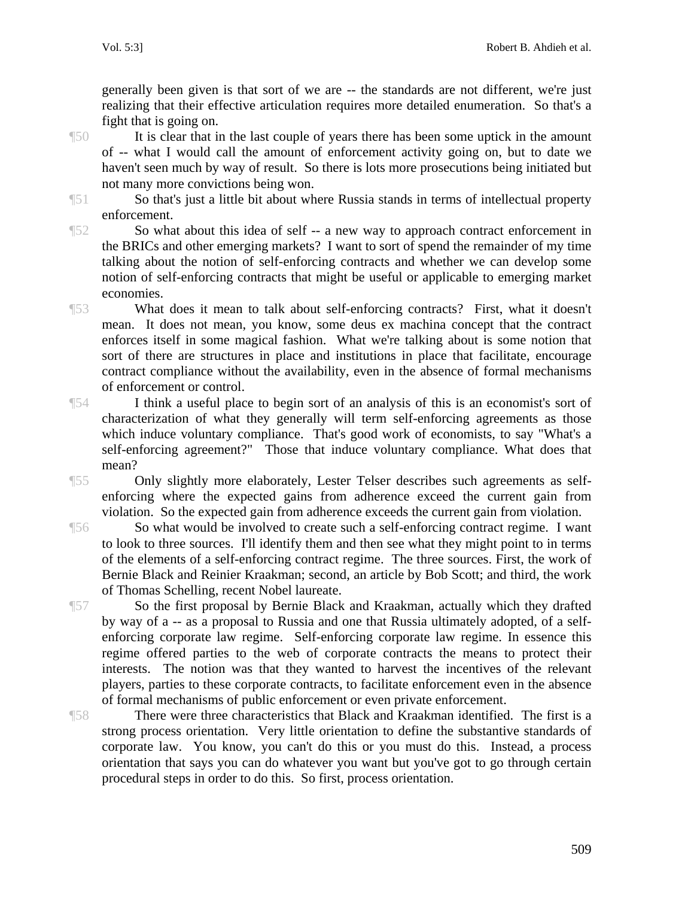generally been given is that sort of we are -- the standards are not different, we're just realizing that their effective articulation requires more detailed enumeration. So that's a fight that is going on.

¶50 It is clear that in the last couple of years there has been some uptick in the amount of -- what I would call the amount of enforcement activity going on, but to date we haven't seen much by way of result. So there is lots more prosecutions being initiated but not many more convictions being won.

¶51 So that's just a little bit about where Russia stands in terms of intellectual property enforcement.

¶52 So what about this idea of self -- a new way to approach contract enforcement in the BRICs and other emerging markets? I want to sort of spend the remainder of my time talking about the notion of self-enforcing contracts and whether we can develop some notion of self-enforcing contracts that might be useful or applicable to emerging market economies.

¶53 What does it mean to talk about self-enforcing contracts? First, what it doesn't mean. It does not mean, you know, some deus ex machina concept that the contract enforces itself in some magical fashion. What we're talking about is some notion that sort of there are structures in place and institutions in place that facilitate, encourage contract compliance without the availability, even in the absence of formal mechanisms of enforcement or control.

¶54 I think a useful place to begin sort of an analysis of this is an economist's sort of characterization of what they generally will term self-enforcing agreements as those which induce voluntary compliance. That's good work of economists, to say "What's a self-enforcing agreement?" Those that induce voluntary compliance. What does that mean?

¶55 Only slightly more elaborately, Lester Telser describes such agreements as self-enforcing where the expected gains from adherence exceed the current gain from violation. So the expected gain from adherence exceeds the current gain from violation.

¶56 So what would be involved to create such a self-enforcing contract regime. I want to look to three sources. I'll identify them and then see what they might point to in terms of the elements of a self-enforcing contract regime. The three sources. First, the work of Bernie Black and Reinier Kraakman; second, an article by Bob Scott; and third, the work of Thomas Schelling, recent Nobel laureate.

¶57 So the first proposal by Bernie Black and Kraakman, actually which they drafted by way of a -- as a proposal to Russia and one that Russia ultimately adopted, of a self-enforcing corporate law regime. Self-enforcing corporate law regime. In essence this regime offered parties to the web of corporate contracts the means to protect their interests. The notion was that they wanted to harvest the incentives of the relevant players, parties to these corporate contracts, to facilitate enforcement even in the absence of formal mechanisms of public enforcement or even private enforcement.

¶58 There were three characteristics that Black and Kraakman identified. The first is a strong process orientation. Very little orientation to define the substantive standards of corporate law. You know, you can't do this or you must do this. Instead, a process orientation that says you can do whatever you want but you've got to go through certain procedural steps in order to do this. So first, process orientation.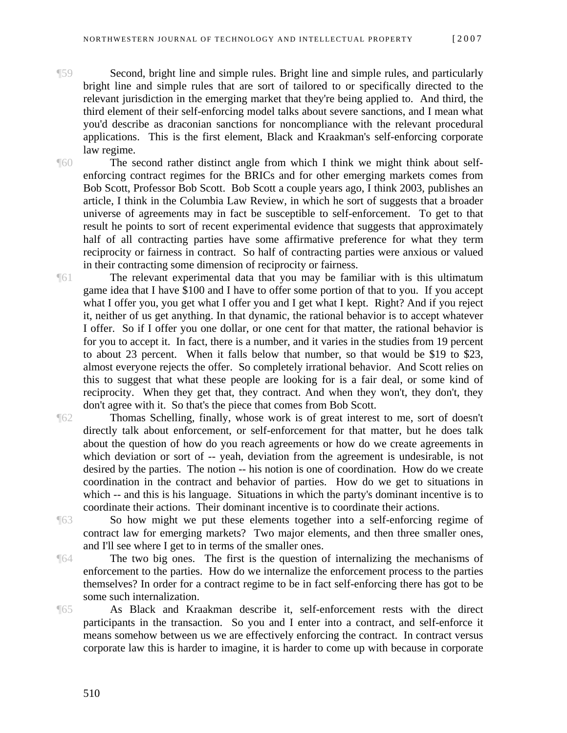¶59 Second, bright line and simple rules. Bright line and simple rules, and particularly bright line and simple rules that are sort of tailored to or specifically directed to the relevant jurisdiction in the emerging market that they're being applied to. And third, the third element of their self-enforcing model talks about severe sanctions, and I mean what you'd describe as draconian sanctions for noncompliance with the relevant procedural applications. This is the first element, Black and Kraakman's self-enforcing corporate law regime.

¶60 The second rather distinct angle from which I think we might think about self-enforcing contract regimes for the BRICs and for other emerging markets comes from Bob Scott, Professor Bob Scott. Bob Scott a couple years ago, I think 2003, publishes an article, I think in the Columbia Law Review, in which he sort of suggests that a broader universe of agreements may in fact be susceptible to self-enforcement. To get to that result he points to sort of recent experimental evidence that suggests that approximately half of all contracting parties have some affirmative preference for what they term reciprocity or fairness in contract. So half of contracting parties were anxious or valued in their contracting some dimension of reciprocity or fairness.

¶61 The relevant experimental data that you may be familiar with is this ultimatum game idea that I have $100 and I have to offer some portion of that to you. If you accept what I offer you, you get what I offer you and I get what I kept. Right? And if you reject it, neither of us get anything. In that dynamic, the rational behavior is to accept whatever I offer. So if I offer you one dollar, or one cent for that matter, the rational behavior is for you to accept it. In fact, there is a number, and it varies in the studies from 19 percent to about 23 percent. When it falls below that number, so that would be $19 to $23, almost everyone rejects the offer. So completely irrational behavior. And Scott relies on this to suggest that what these people are looking for is a fair deal, or some kind of reciprocity. When they get that, they contract. And when they won't, they don't, they don't agree with it. So that's the piece that comes from Bob Scott.

¶62 Thomas Schelling, finally, whose work is of great interest to me, sort of doesn't directly talk about enforcement, or self-enforcement for that matter, but he does talk about the question of how do you reach agreements or how do we create agreements in which deviation or sort of -- yeah, deviation from the agreement is undesirable, is not desired by the parties. The notion -- his notion is one of coordination. How do we create coordination in the contract and behavior of parties. How do we get to situations in which -- and this is his language. Situations in which the party's dominant incentive is to coordinate their actions. Their dominant incentive is to coordinate their actions.

¶63 So how might we put these elements together into a self-enforcing regime of contract law for emerging markets? Two major elements, and then three smaller ones, and I'll see where I get to in terms of the smaller ones.

¶64 The two big ones. The first is the question of internalizing the mechanisms of enforcement to the parties. How do we internalize the enforcement process to the parties themselves? In order for a contract regime to be in fact self-enforcing there has got to be some such internalization.

¶65 As Black and Kraakman describe it, self-enforcement rests with the direct participants in the transaction. So you and I enter into a contract, and self-enforce it means somehow between us we are effectively enforcing the contract. In contract versus corporate law this is harder to imagine, it is harder to come up with because in corporate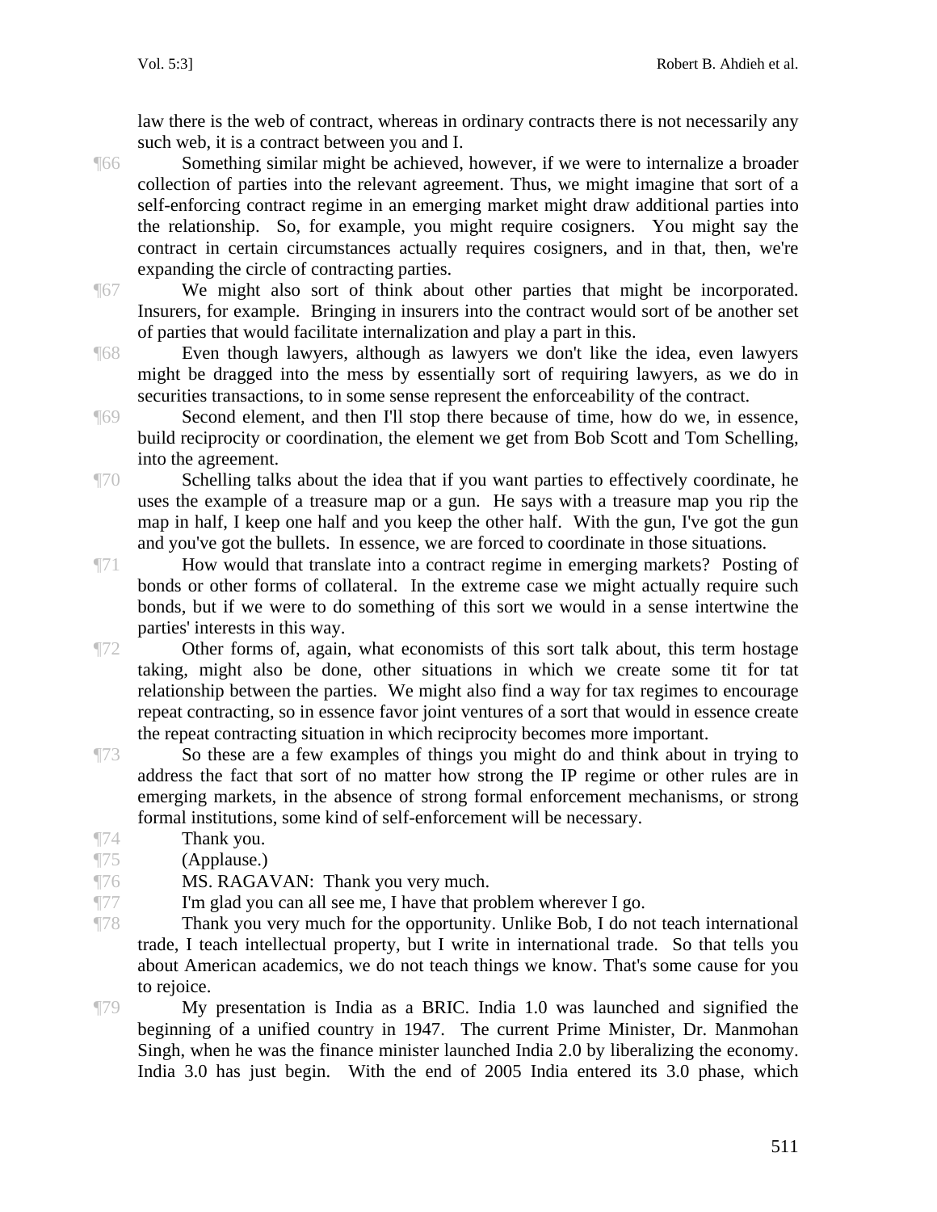law there is the web of contract, whereas in ordinary contracts there is not necessarily any such web, it is a contract between you and I.

¶66 Something similar might be achieved, however, if we were to internalize a broader collection of parties into the relevant agreement. Thus, we might imagine that sort of a self-enforcing contract regime in an emerging market might draw additional parties into the relationship. So, for example, you might require cosigners. You might say the contract in certain circumstances actually requires cosigners, and in that, then, we're expanding the circle of contracting parties.

¶67 We might also sort of think about other parties that might be incorporated. Insurers, for example. Bringing in insurers into the contract would sort of be another set of parties that would facilitate internalization and play a part in this.

¶68 Even though lawyers, although as lawyers we don't like the idea, even lawyers might be dragged into the mess by essentially sort of requiring lawyers, as we do in securities transactions, to in some sense represent the enforceability of the contract.

¶69 Second element, and then I'll stop there because of time, how do we, in essence, build reciprocity or coordination, the element we get from Bob Scott and Tom Schelling, into the agreement.

¶70 Schelling talks about the idea that if you want parties to effectively coordinate, he uses the example of a treasure map or a gun. He says with a treasure map you rip the map in half, I keep one half and you keep the other half. With the gun, I've got the gun and you've got the bullets. In essence, we are forced to coordinate in those situations.

¶71 How would that translate into a contract regime in emerging markets? Posting of bonds or other forms of collateral. In the extreme case we might actually require such bonds, but if we were to do something of this sort we would in a sense intertwine the parties' interests in this way.

¶72 Other forms of, again, what economists of this sort talk about, this term hostage taking, might also be done, other situations in which we create some tit for tat relationship between the parties. We might also find a way for tax regimes to encourage repeat contracting, so in essence favor joint ventures of a sort that would in essence create the repeat contracting situation in which reciprocity becomes more important.

¶73 So these are a few examples of things you might do and think about in trying to address the fact that sort of no matter how strong the IP regime or other rules are in emerging markets, in the absence of strong formal enforcement mechanisms, or strong formal institutions, some kind of self-enforcement will be necessary.

¶74 Thank you.

¶75 (Applause.)

¶76 MS. RAGAVAN: Thank you very much.

¶77 I'm glad you can all see me, I have that problem wherever I go.

¶78 Thank you very much for the opportunity. Unlike Bob, I do not teach international trade, I teach intellectual property, but I write in international trade. So that tells you about American academics, we do not teach things we know. That's some cause for you to rejoice.

¶79 My presentation is India as a BRIC. India 1.0 was launched and signified the beginning of a unified country in 1947. The current Prime Minister, Dr. Manmohan Singh, when he was the finance minister launched India 2.0 by liberalizing the economy. India 3.0 has just begin. With the end of 2005 India entered its 3.0 phase, which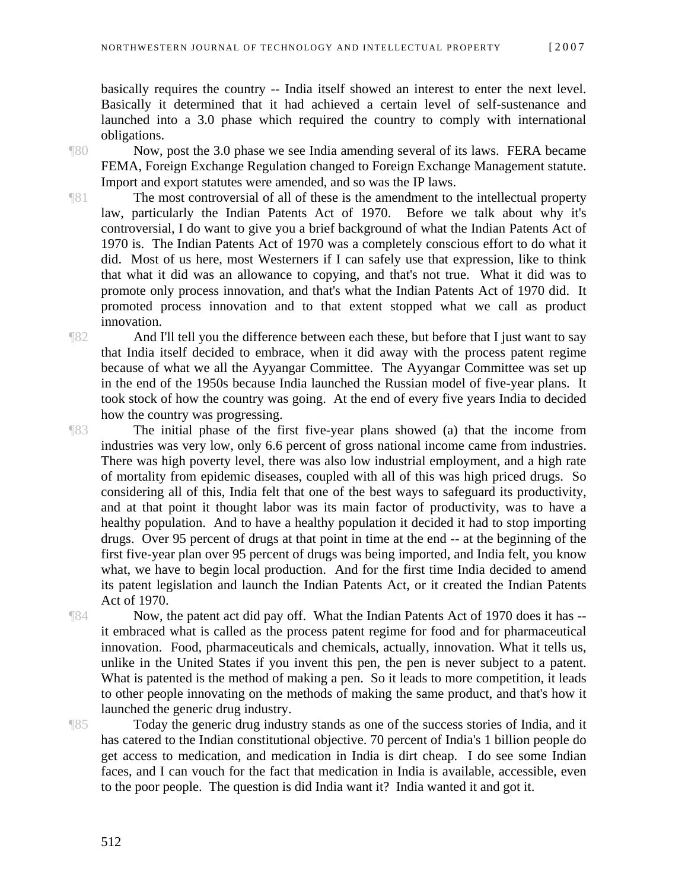basically requires the country -- India itself showed an interest to enter the next level. Basically it determined that it had achieved a certain level of self-sustenance and launched into a 3.0 phase which required the country to comply with international obligations.

¶80 Now, post the 3.0 phase we see India amending several of its laws. FERA became FEMA, Foreign Exchange Regulation changed to Foreign Exchange Management statute. Import and export statutes were amended, and so was the IP laws.

¶81 The most controversial of all of these is the amendment to the intellectual property law, particularly the Indian Patents Act of 1970. Before we talk about why it's controversial, I do want to give you a brief background of what the Indian Patents Act of 1970 is. The Indian Patents Act of 1970 was a completely conscious effort to do what it did. Most of us here, most Westerners if I can safely use that expression, like to think that what it did was an allowance to copying, and that's not true. What it did was to promote only process innovation, and that's what the Indian Patents Act of 1970 did. It promoted process innovation and to that extent stopped what we call as product innovation.

¶82 And I'll tell you the difference between each these, but before that I just want to say that India itself decided to embrace, when it did away with the process patent regime because of what we all the Ayyangar Committee. The Ayyangar Committee was set up in the end of the 1950s because India launched the Russian model of five-year plans. It took stock of how the country was going. At the end of every five years India to decided how the country was progressing.

¶83 The initial phase of the first five-year plans showed (a) that the income from industries was very low, only 6.6 percent of gross national income came from industries. There was high poverty level, there was also low industrial employment, and a high rate of mortality from epidemic diseases, coupled with all of this was high priced drugs. So considering all of this, India felt that one of the best ways to safeguard its productivity, and at that point it thought labor was its main factor of productivity, was to have a healthy population. And to have a healthy population it decided it had to stop importing drugs. Over 95 percent of drugs at that point in time at the end -- at the beginning of the first five-year plan over 95 percent of drugs was being imported, and India felt, you know what, we have to begin local production. And for the first time India decided to amend its patent legislation and launch the Indian Patents Act, or it created the Indian Patents Act of 1970.

¶84 Now, the patent act did pay off. What the Indian Patents Act of 1970 does it has -- it embraced what is called as the process patent regime for food and for pharmaceutical innovation. Food, pharmaceuticals and chemicals, actually, innovation. What it tells us, unlike in the United States if you invent this pen, the pen is never subject to a patent. What is patented is the method of making a pen. So it leads to more competition, it leads to other people innovating on the methods of making the same product, and that's how it launched the generic drug industry.

¶85 Today the generic drug industry stands as one of the success stories of India, and it has catered to the Indian constitutional objective. 70 percent of India's 1 billion people do get access to medication, and medication in India is dirt cheap. I do see some Indian faces, and I can vouch for the fact that medication in India is available, accessible, even to the poor people. The question is did India want it? India wanted it and got it.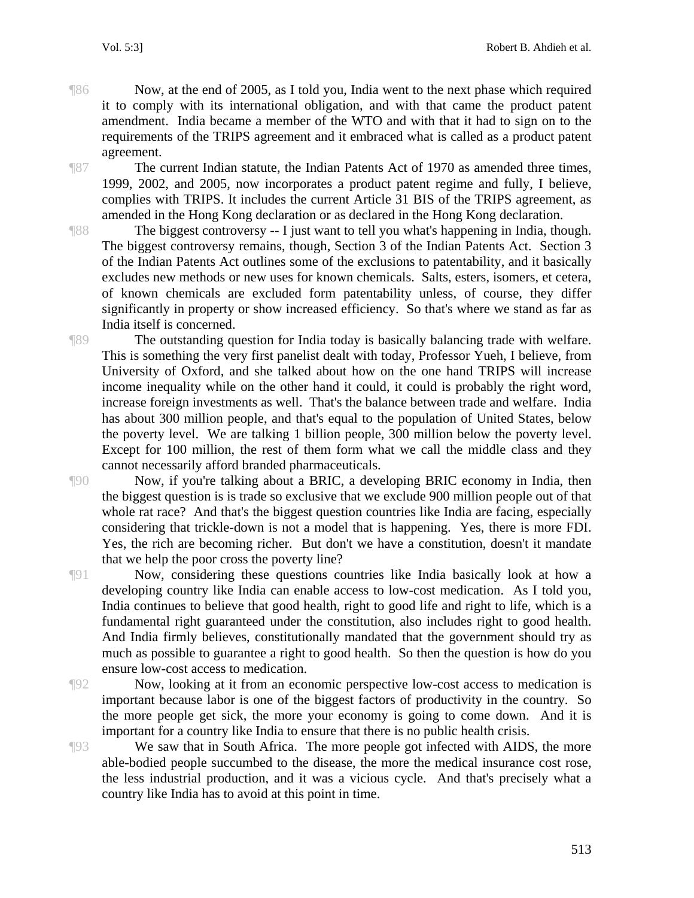¶86 Now, at the end of 2005, as I told you, India went to the next phase which required it to comply with its international obligation, and with that came the product patent amendment. India became a member of the WTO and with that it had to sign on to the requirements of the TRIPS agreement and it embraced what is called as a product patent agreement.

¶87 The current Indian statute, the Indian Patents Act of 1970 as amended three times, 1999, 2002, and 2005, now incorporates a product patent regime and fully, I believe, complies with TRIPS. It includes the current Article 31 BIS of the TRIPS agreement, as amended in the Hong Kong declaration or as declared in the Hong Kong declaration.

¶88 The biggest controversy -- I just want to tell you what's happening in India, though. The biggest controversy remains, though, Section 3 of the Indian Patents Act. Section 3 of the Indian Patents Act outlines some of the exclusions to patentability, and it basically excludes new methods or new uses for known chemicals. Salts, esters, isomers, et cetera, of known chemicals are excluded form patentability unless, of course, they differ significantly in property or show increased efficiency. So that's where we stand as far as India itself is concerned.

¶89 The outstanding question for India today is basically balancing trade with welfare. This is something the very first panelist dealt with today, Professor Yueh, I believe, from University of Oxford, and she talked about how on the one hand TRIPS will increase income inequality while on the other hand it could, it could is probably the right word, increase foreign investments as well. That's the balance between trade and welfare. India has about 300 million people, and that's equal to the population of United States, below the poverty level. We are talking 1 billion people, 300 million below the poverty level. Except for 100 million, the rest of them form what we call the middle class and they cannot necessarily afford branded pharmaceuticals.

¶90 Now, if you're talking about a BRIC, a developing BRIC economy in India, then the biggest question is is trade so exclusive that we exclude 900 million people out of that whole rat race? And that's the biggest question countries like India are facing, especially considering that trickle-down is not a model that is happening. Yes, there is more FDI. Yes, the rich are becoming richer. But don't we have a constitution, doesn't it mandate that we help the poor cross the poverty line?

¶91 Now, considering these questions countries like India basically look at how a developing country like India can enable access to low-cost medication. As I told you, India continues to believe that good health, right to good life and right to life, which is a fundamental right guaranteed under the constitution, also includes right to good health. And India firmly believes, constitutionally mandated that the government should try as much as possible to guarantee a right to good health. So then the question is how do you ensure low-cost access to medication.

¶92 Now, looking at it from an economic perspective low-cost access to medication is important because labor is one of the biggest factors of productivity in the country. So the more people get sick, the more your economy is going to come down. And it is important for a country like India to ensure that there is no public health crisis.

¶93 We saw that in South Africa. The more people got infected with AIDS, the more able-bodied people succumbed to the disease, the more the medical insurance cost rose, the less industrial production, and it was a vicious cycle. And that's precisely what a country like India has to avoid at this point in time.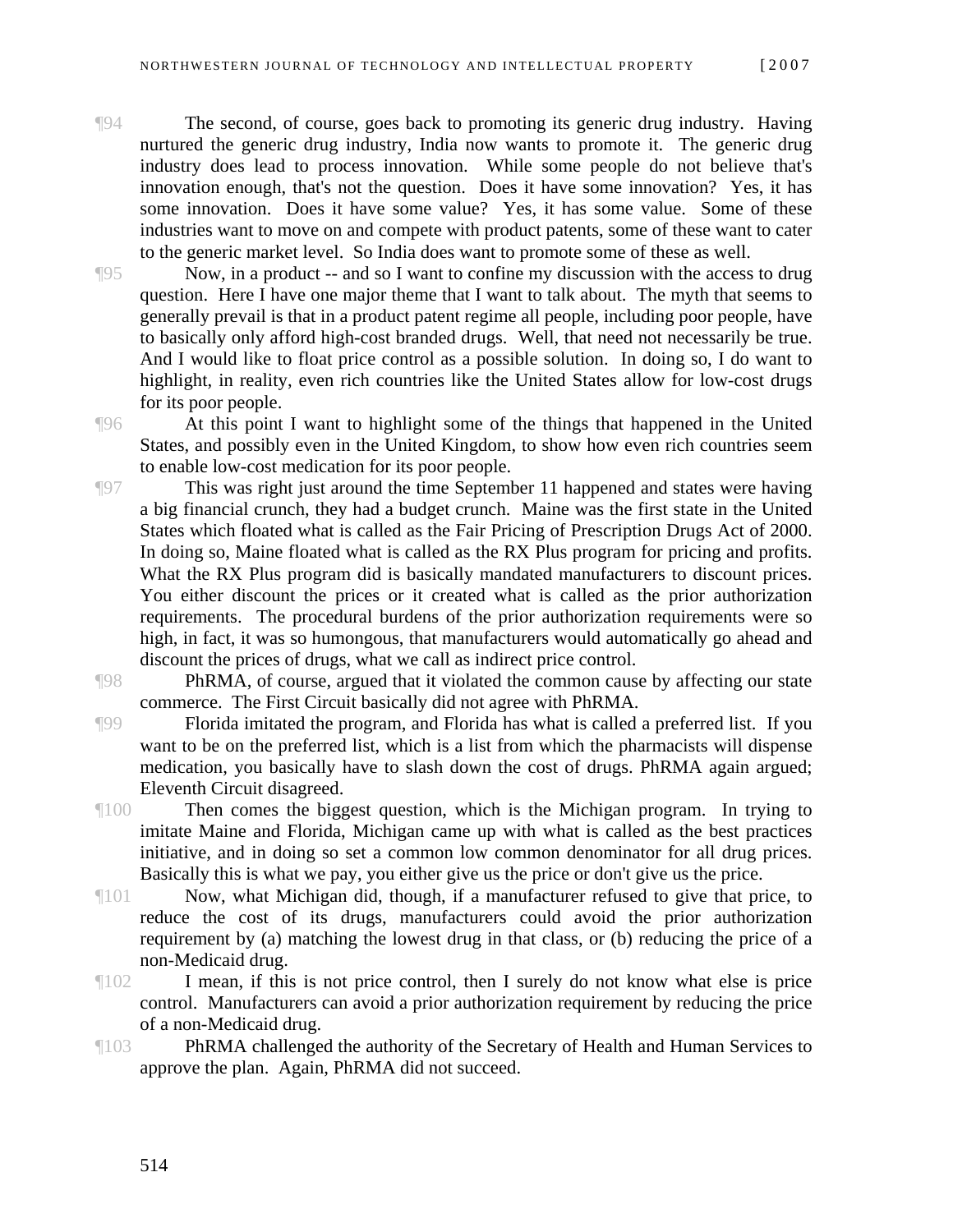¶94 The second, of course, goes back to promoting its generic drug industry. Having nurtured the generic drug industry, India now wants to promote it. The generic drug industry does lead to process innovation. While some people do not believe that's innovation enough, that's not the question. Does it have some innovation? Yes, it has some innovation. Does it have some value? Yes, it has some value. Some of these industries want to move on and compete with product patents, some of these want to cater to the generic market level. So India does want to promote some of these as well.

¶95 Now, in a product -- and so I want to confine my discussion with the access to drug question. Here I have one major theme that I want to talk about. The myth that seems to generally prevail is that in a product patent regime all people, including poor people, have to basically only afford high-cost branded drugs. Well, that need not necessarily be true. And I would like to float price control as a possible solution. In doing so, I do want to highlight, in reality, even rich countries like the United States allow for low-cost drugs for its poor people.

¶96 At this point I want to highlight some of the things that happened in the United States, and possibly even in the United Kingdom, to show how even rich countries seem to enable low-cost medication for its poor people.

¶97 This was right just around the time September 11 happened and states were having a big financial crunch, they had a budget crunch. Maine was the first state in the United States which floated what is called as the Fair Pricing of Prescription Drugs Act of 2000. In doing so, Maine floated what is called as the RX Plus program for pricing and profits. What the RX Plus program did is basically mandated manufacturers to discount prices. You either discount the prices or it created what is called as the prior authorization requirements. The procedural burdens of the prior authorization requirements were so high, in fact, it was so humongous, that manufacturers would automatically go ahead and discount the prices of drugs, what we call as indirect price control.

¶98 PhRMA, of course, argued that it violated the common cause by affecting our state commerce. The First Circuit basically did not agree with PhRMA.

¶99 Florida imitated the program, and Florida has what is called a preferred list. If you want to be on the preferred list, which is a list from which the pharmacists will dispense medication, you basically have to slash down the cost of drugs. PhRMA again argued; Eleventh Circuit disagreed.

¶100 Then comes the biggest question, which is the Michigan program. In trying to imitate Maine and Florida, Michigan came up with what is called as the best practices initiative, and in doing so set a common low common denominator for all drug prices. Basically this is what we pay, you either give us the price or don't give us the price.

¶101 Now, what Michigan did, though, if a manufacturer refused to give that price, to reduce the cost of its drugs, manufacturers could avoid the prior authorization requirement by (a) matching the lowest drug in that class, or (b) reducing the price of a non-Medicaid drug.

¶102 I mean, if this is not price control, then I surely do not know what else is price control. Manufacturers can avoid a prior authorization requirement by reducing the price of a non-Medicaid drug.

¶103 PhRMA challenged the authority of the Secretary of Health and Human Services to approve the plan. Again, PhRMA did not succeed.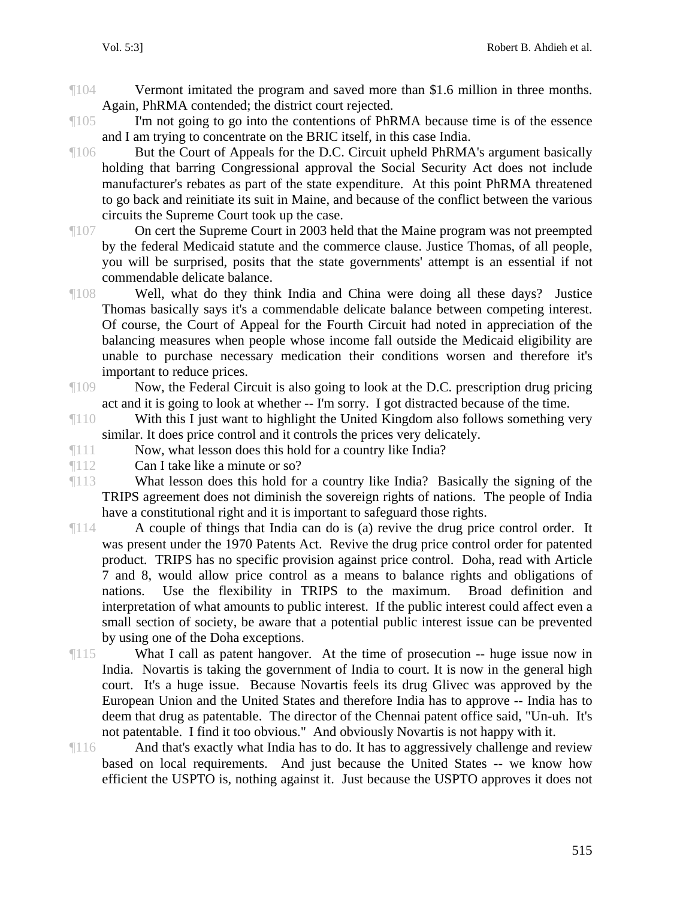¶104 Vermont imitated the program and saved more than $1.6 million in three months. Again, PhRMA contended; the district court rejected.

¶105 I'm not going to go into the contentions of PhRMA because time is of the essence and I am trying to concentrate on the BRIC itself, in this case India.

¶106 But the Court of Appeals for the D.C. Circuit upheld PhRMA's argument basically holding that barring Congressional approval the Social Security Act does not include manufacturer's rebates as part of the state expenditure. At this point PhRMA threatened to go back and reinitiate its suit in Maine, and because of the conflict between the various circuits the Supreme Court took up the case.

¶107 On cert the Supreme Court in 2003 held that the Maine program was not preempted by the federal Medicaid statute and the commerce clause. Justice Thomas, of all people, you will be surprised, posits that the state governments' attempt is an essential if not commendable delicate balance.

¶108 Well, what do they think India and China were doing all these days? Justice Thomas basically says it's a commendable delicate balance between competing interest. Of course, the Court of Appeal for the Fourth Circuit had noted in appreciation of the balancing measures when people whose income fall outside the Medicaid eligibility are unable to purchase necessary medication their conditions worsen and therefore it's important to reduce prices.

¶109 Now, the Federal Circuit is also going to look at the D.C. prescription drug pricing act and it is going to look at whether -- I'm sorry. I got distracted because of the time.

¶110 With this I just want to highlight the United Kingdom also follows something very similar. It does price control and it controls the prices very delicately.

¶111 Now, what lesson does this hold for a country like India?

¶112 Can I take like a minute or so?

¶113 What lesson does this hold for a country like India? Basically the signing of the TRIPS agreement does not diminish the sovereign rights of nations. The people of India have a constitutional right and it is important to safeguard those rights.

¶114 A couple of things that India can do is (a) revive the drug price control order. It was present under the 1970 Patents Act. Revive the drug price control order for patented product. TRIPS has no specific provision against price control. Doha, read with Article 7 and 8, would allow price control as a means to balance rights and obligations of nations. Use the flexibility in TRIPS to the maximum. Broad definition and interpretation of what amounts to public interest. If the public interest could affect even a small section of society, be aware that a potential public interest issue can be prevented by using one of the Doha exceptions.

¶115 What I call as patent hangover. At the time of prosecution -- huge issue now in India. Novartis is taking the government of India to court. It is now in the general high court. It's a huge issue. Because Novartis feels its drug Glivec was approved by the European Union and the United States and therefore India has to approve -- India has to deem that drug as patentable. The director of the Chennai patent office said, "Un-uh. It's not patentable. I find it too obvious." And obviously Novartis is not happy with it.

¶116 And that's exactly what India has to do. It has to aggressively challenge and review based on local requirements. And just because the United States -- we know how efficient the USPTO is, nothing against it. Just because the USPTO approves it does not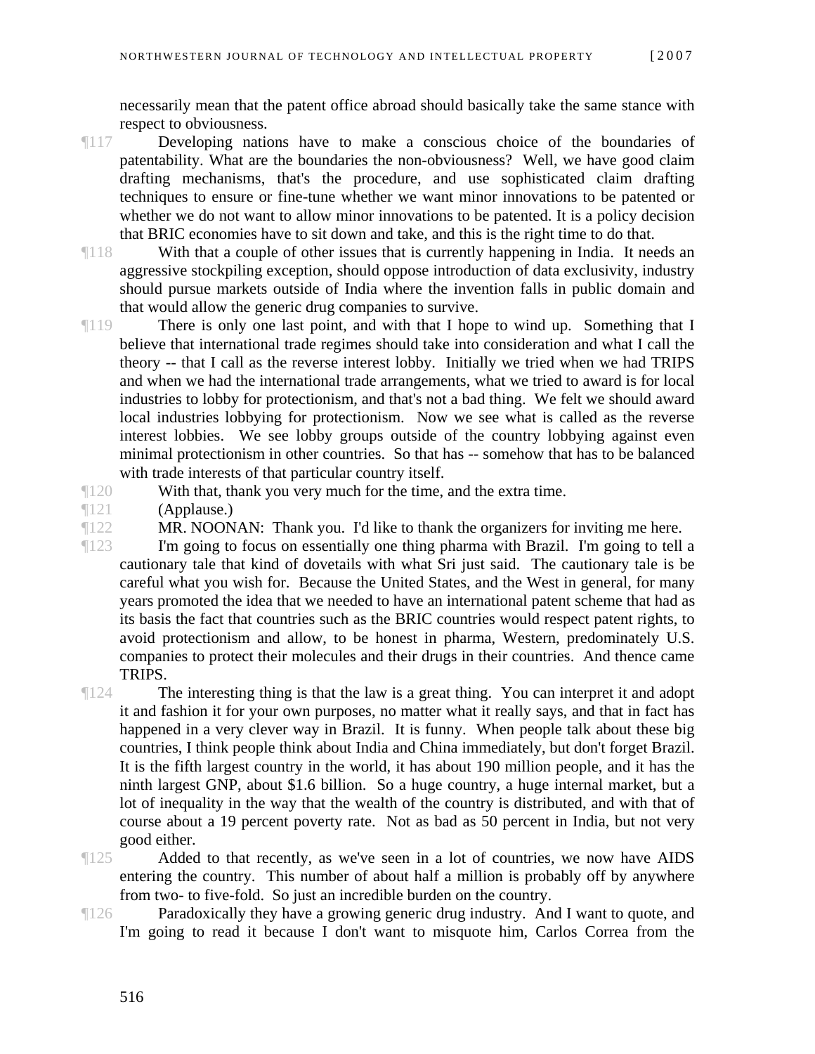necessarily mean that the patent office abroad should basically take the same stance with respect to obviousness.

¶117 Developing nations have to make a conscious choice of the boundaries of patentability. What are the boundaries the non-obviousness? Well, we have good claim drafting mechanisms, that's the procedure, and use sophisticated claim drafting techniques to ensure or fine-tune whether we want minor innovations to be patented or whether we do not want to allow minor innovations to be patented. It is a policy decision that BRIC economies have to sit down and take, and this is the right time to do that.

¶118 With that a couple of other issues that is currently happening in India. It needs an aggressive stockpiling exception, should oppose introduction of data exclusivity, industry should pursue markets outside of India where the invention falls in public domain and that would allow the generic drug companies to survive.

¶119 There is only one last point, and with that I hope to wind up. Something that I believe that international trade regimes should take into consideration and what I call the theory -- that I call as the reverse interest lobby. Initially we tried when we had TRIPS and when we had the international trade arrangements, what we tried to award is for local industries to lobby for protectionism, and that's not a bad thing. We felt we should award local industries lobbying for protectionism. Now we see what is called as the reverse interest lobbies. We see lobby groups outside of the country lobbying against even minimal protectionism in other countries. So that has -- somehow that has to be balanced with trade interests of that particular country itself.

¶120 With that, thank you very much for the time, and the extra time.

¶121 (Applause.)

¶122 MR. NOONAN: Thank you. I'd like to thank the organizers for inviting me here.

¶123 I'm going to focus on essentially one thing pharma with Brazil. I'm going to tell a cautionary tale that kind of dovetails with what Sri just said. The cautionary tale is be careful what you wish for. Because the United States, and the West in general, for many years promoted the idea that we needed to have an international patent scheme that had as its basis the fact that countries such as the BRIC countries would respect patent rights, to avoid protectionism and allow, to be honest in pharma, Western, predominately U.S. companies to protect their molecules and their drugs in their countries. And thence came TRIPS.

¶124 The interesting thing is that the law is a great thing. You can interpret it and adopt it and fashion it for your own purposes, no matter what it really says, and that in fact has happened in a very clever way in Brazil. It is funny. When people talk about these big countries, I think people think about India and China immediately, but don't forget Brazil. It is the fifth largest country in the world, it has about 190 million people, and it has the ninth largest GNP, about $1.6 billion. So a huge country, a huge internal market, but a lot of inequality in the way that the wealth of the country is distributed, and with that of course about a 19 percent poverty rate. Not as bad as 50 percent in India, but not very good either.

¶125 Added to that recently, as we've seen in a lot of countries, we now have AIDS entering the country. This number of about half a million is probably off by anywhere from two- to five-fold. So just an incredible burden on the country.

¶126 Paradoxically they have a growing generic drug industry. And I want to quote, and I'm going to read it because I don't want to misquote him, Carlos Correa from the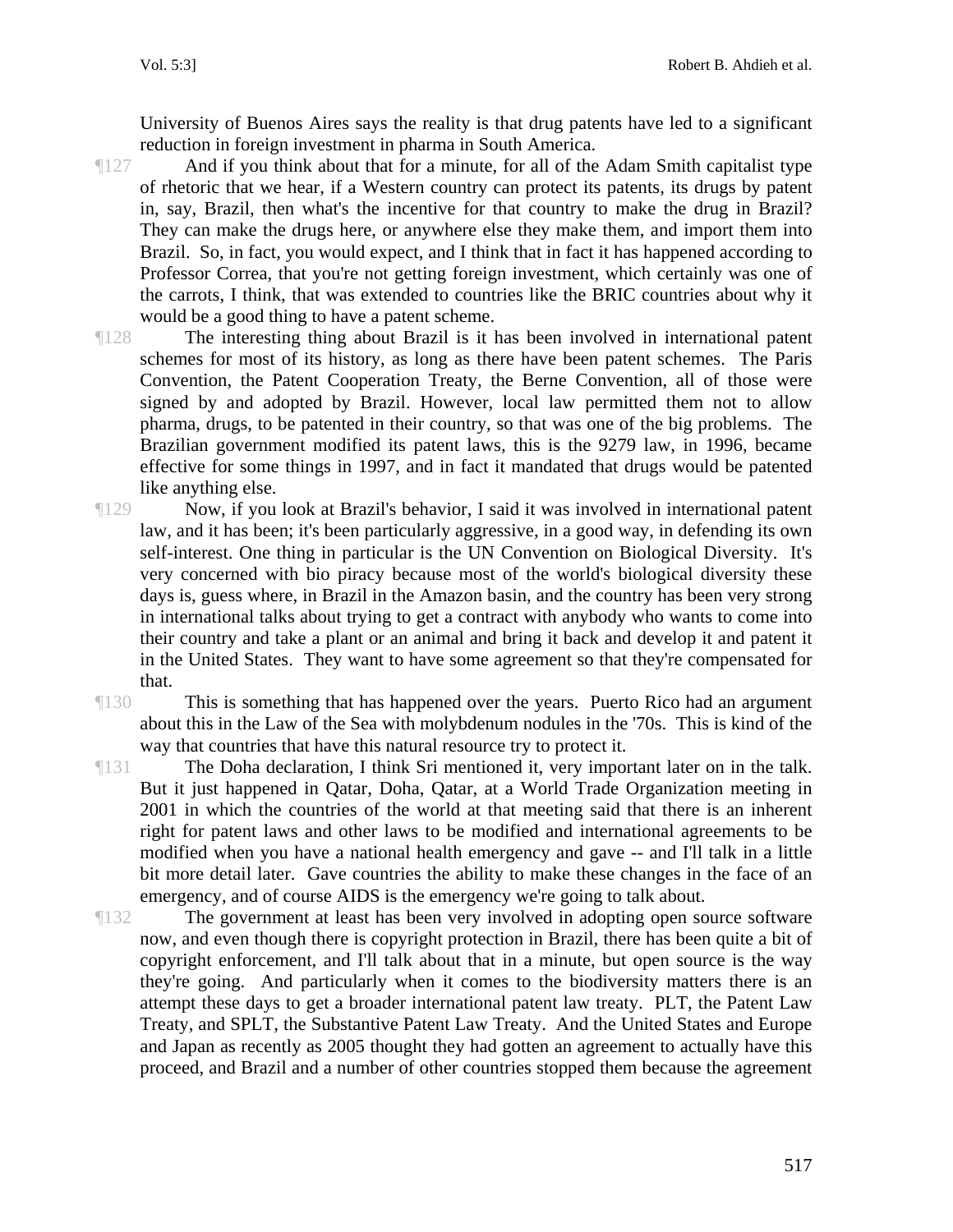University of Buenos Aires says the reality is that drug patents have led to a significant reduction in foreign investment in pharma in South America.

¶127 And if you think about that for a minute, for all of the Adam Smith capitalist type of rhetoric that we hear, if a Western country can protect its patents, its drugs by patent in, say, Brazil, then what's the incentive for that country to make the drug in Brazil? They can make the drugs here, or anywhere else they make them, and import them into Brazil. So, in fact, you would expect, and I think that in fact it has happened according to Professor Correa, that you're not getting foreign investment, which certainly was one of the carrots, I think, that was extended to countries like the BRIC countries about why it would be a good thing to have a patent scheme.

¶128 The interesting thing about Brazil is it has been involved in international patent schemes for most of its history, as long as there have been patent schemes. The Paris Convention, the Patent Cooperation Treaty, the Berne Convention, all of those were signed by and adopted by Brazil. However, local law permitted them not to allow pharma, drugs, to be patented in their country, so that was one of the big problems. The Brazilian government modified its patent laws, this is the 9279 law, in 1996, became effective for some things in 1997, and in fact it mandated that drugs would be patented like anything else.

¶129 Now, if you look at Brazil's behavior, I said it was involved in international patent law, and it has been; it's been particularly aggressive, in a good way, in defending its own self-interest. One thing in particular is the UN Convention on Biological Diversity. It's very concerned with bio piracy because most of the world's biological diversity these days is, guess where, in Brazil in the Amazon basin, and the country has been very strong in international talks about trying to get a contract with anybody who wants to come into their country and take a plant or an animal and bring it back and develop it and patent it in the United States. They want to have some agreement so that they're compensated for that.

¶130 This is something that has happened over the years. Puerto Rico had an argument about this in the Law of the Sea with molybdenum nodules in the '70s. This is kind of the way that countries that have this natural resource try to protect it.

¶131 The Doha declaration, I think Sri mentioned it, very important later on in the talk. But it just happened in Qatar, Doha, Qatar, at a World Trade Organization meeting in 2001 in which the countries of the world at that meeting said that there is an inherent right for patent laws and other laws to be modified and international agreements to be modified when you have a national health emergency and gave -- and I'll talk in a little bit more detail later. Gave countries the ability to make these changes in the face of an emergency, and of course AIDS is the emergency we're going to talk about.

¶132 The government at least has been very involved in adopting open source software now, and even though there is copyright protection in Brazil, there has been quite a bit of copyright enforcement, and I'll talk about that in a minute, but open source is the way they're going. And particularly when it comes to the biodiversity matters there is an attempt these days to get a broader international patent law treaty. PLT, the Patent Law Treaty, and SPLT, the Substantive Patent Law Treaty. And the United States and Europe and Japan as recently as 2005 thought they had gotten an agreement to actually have this proceed, and Brazil and a number of other countries stopped them because the agreement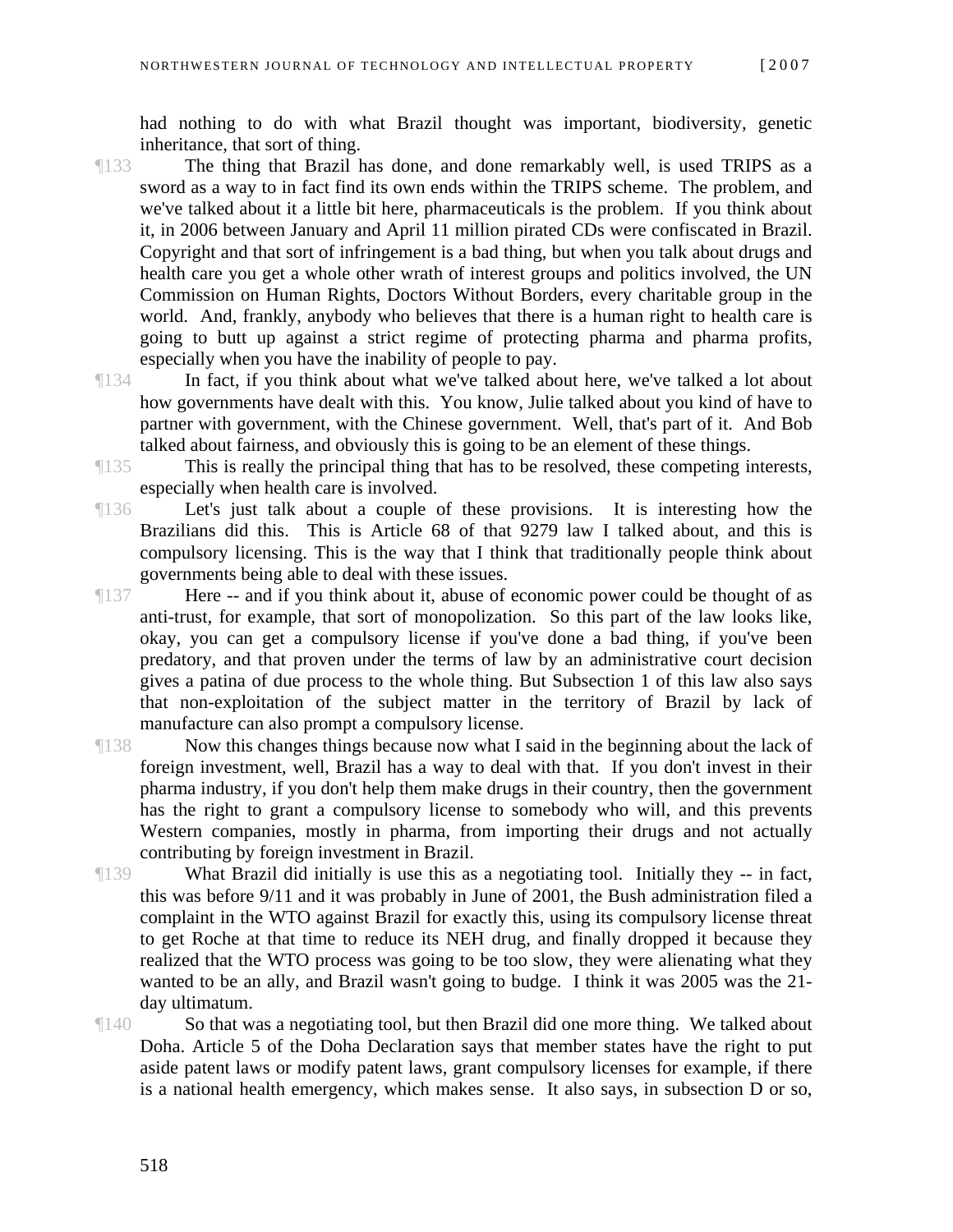had nothing to do with what Brazil thought was important, biodiversity, genetic inheritance, that sort of thing.

¶133 The thing that Brazil has done, and done remarkably well, is used TRIPS as a sword as a way to in fact find its own ends within the TRIPS scheme. The problem, and we've talked about it a little bit here, pharmaceuticals is the problem. If you think about it, in 2006 between January and April 11 million pirated CDs were confiscated in Brazil. Copyright and that sort of infringement is a bad thing, but when you talk about drugs and health care you get a whole other wrath of interest groups and politics involved, the UN Commission on Human Rights, Doctors Without Borders, every charitable group in the world. And, frankly, anybody who believes that there is a human right to health care is going to butt up against a strict regime of protecting pharma and pharma profits, especially when you have the inability of people to pay.

¶134 In fact, if you think about what we've talked about here, we've talked a lot about how governments have dealt with this. You know, Julie talked about you kind of have to partner with government, with the Chinese government. Well, that's part of it. And Bob talked about fairness, and obviously this is going to be an element of these things.

¶135 This is really the principal thing that has to be resolved, these competing interests, especially when health care is involved.

¶136 Let's just talk about a couple of these provisions. It is interesting how the Brazilians did this. This is Article 68 of that 9279 law I talked about, and this is compulsory licensing. This is the way that I think that traditionally people think about governments being able to deal with these issues.

¶137 Here -- and if you think about it, abuse of economic power could be thought of as anti-trust, for example, that sort of monopolization. So this part of the law looks like, okay, you can get a compulsory license if you've done a bad thing, if you've been predatory, and that proven under the terms of law by an administrative court decision gives a patina of due process to the whole thing. But Subsection 1 of this law also says that non-exploitation of the subject matter in the territory of Brazil by lack of manufacture can also prompt a compulsory license.

¶138 Now this changes things because now what I said in the beginning about the lack of foreign investment, well, Brazil has a way to deal with that. If you don't invest in their pharma industry, if you don't help them make drugs in their country, then the government has the right to grant a compulsory license to somebody who will, and this prevents Western companies, mostly in pharma, from importing their drugs and not actually contributing by foreign investment in Brazil.

¶139 What Brazil did initially is use this as a negotiating tool. Initially they -- in fact, this was before 9/11 and it was probably in June of 2001, the Bush administration filed a complaint in the WTO against Brazil for exactly this, using its compulsory license threat to get Roche at that time to reduce its NEH drug, and finally dropped it because they realized that the WTO process was going to be too slow, they were alienating what they wanted to be an ally, and Brazil wasn't going to budge. I think it was 2005 was the 21-day ultimatum.

¶140 So that was a negotiating tool, but then Brazil did one more thing. We talked about Doha. Article 5 of the Doha Declaration says that member states have the right to put aside patent laws or modify patent laws, grant compulsory licenses for example, if there is a national health emergency, which makes sense. It also says, in subsection D or so,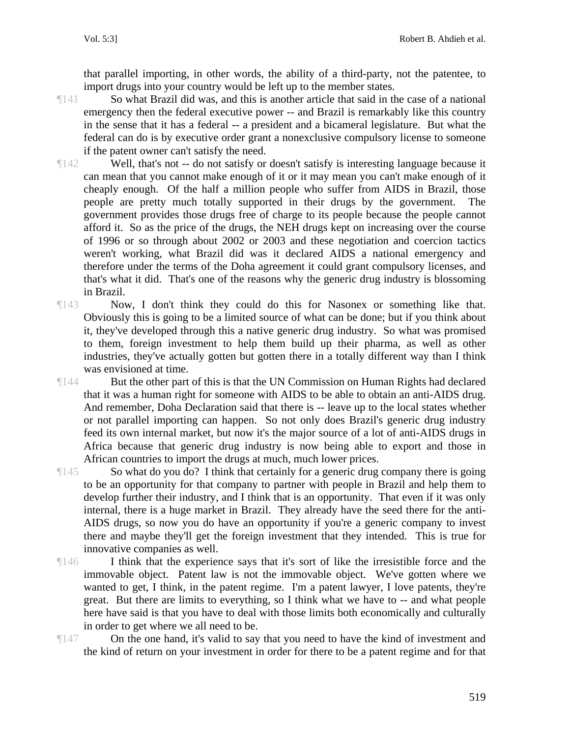that parallel importing, in other words, the ability of a third-party, not the patentee, to import drugs into your country would be left up to the member states.

¶141 So what Brazil did was, and this is another article that said in the case of a national emergency then the federal executive power -- and Brazil is remarkably like this country in the sense that it has a federal -- a president and a bicameral legislature. But what the federal can do is by executive order grant a nonexclusive compulsory license to someone if the patent owner can't satisfy the need.

¶142 Well, that's not -- do not satisfy or doesn't satisfy is interesting language because it can mean that you cannot make enough of it or it may mean you can't make enough of it cheaply enough. Of the half a million people who suffer from AIDS in Brazil, those people are pretty much totally supported in their drugs by the government. The government provides those drugs free of charge to its people because the people cannot afford it. So as the price of the drugs, the NEH drugs kept on increasing over the course of 1996 or so through about 2002 or 2003 and these negotiation and coercion tactics weren't working, what Brazil did was it declared AIDS a national emergency and therefore under the terms of the Doha agreement it could grant compulsory licenses, and that's what it did. That's one of the reasons why the generic drug industry is blossoming in Brazil.

¶143 Now, I don't think they could do this for Nasonex or something like that. Obviously this is going to be a limited source of what can be done; but if you think about it, they've developed through this a native generic drug industry. So what was promised to them, foreign investment to help them build up their pharma, as well as other industries, they've actually gotten but gotten there in a totally different way than I think was envisioned at time.

¶144 But the other part of this is that the UN Commission on Human Rights had declared that it was a human right for someone with AIDS to be able to obtain an anti-AIDS drug. And remember, Doha Declaration said that there is -- leave up to the local states whether or not parallel importing can happen. So not only does Brazil's generic drug industry feed its own internal market, but now it's the major source of a lot of anti-AIDS drugs in Africa because that generic drug industry is now being able to export and those in African countries to import the drugs at much, much lower prices.

¶145 So what do you do? I think that certainly for a generic drug company there is going to be an opportunity for that company to partner with people in Brazil and help them to develop further their industry, and I think that is an opportunity. That even if it was only internal, there is a huge market in Brazil. They already have the seed there for the anti-AIDS drugs, so now you do have an opportunity if you're a generic company to invest there and maybe they'll get the foreign investment that they intended. This is true for innovative companies as well.

¶146 I think that the experience says that it's sort of like the irresistible force and the immovable object. Patent law is not the immovable object. We've gotten where we wanted to get, I think, in the patent regime. I'm a patent lawyer, I love patents, they're great. But there are limits to everything, so I think what we have to -- and what people here have said is that you have to deal with those limits both economically and culturally in order to get where we all need to be.

¶147 On the one hand, it's valid to say that you need to have the kind of investment and the kind of return on your investment in order for there to be a patent regime and for that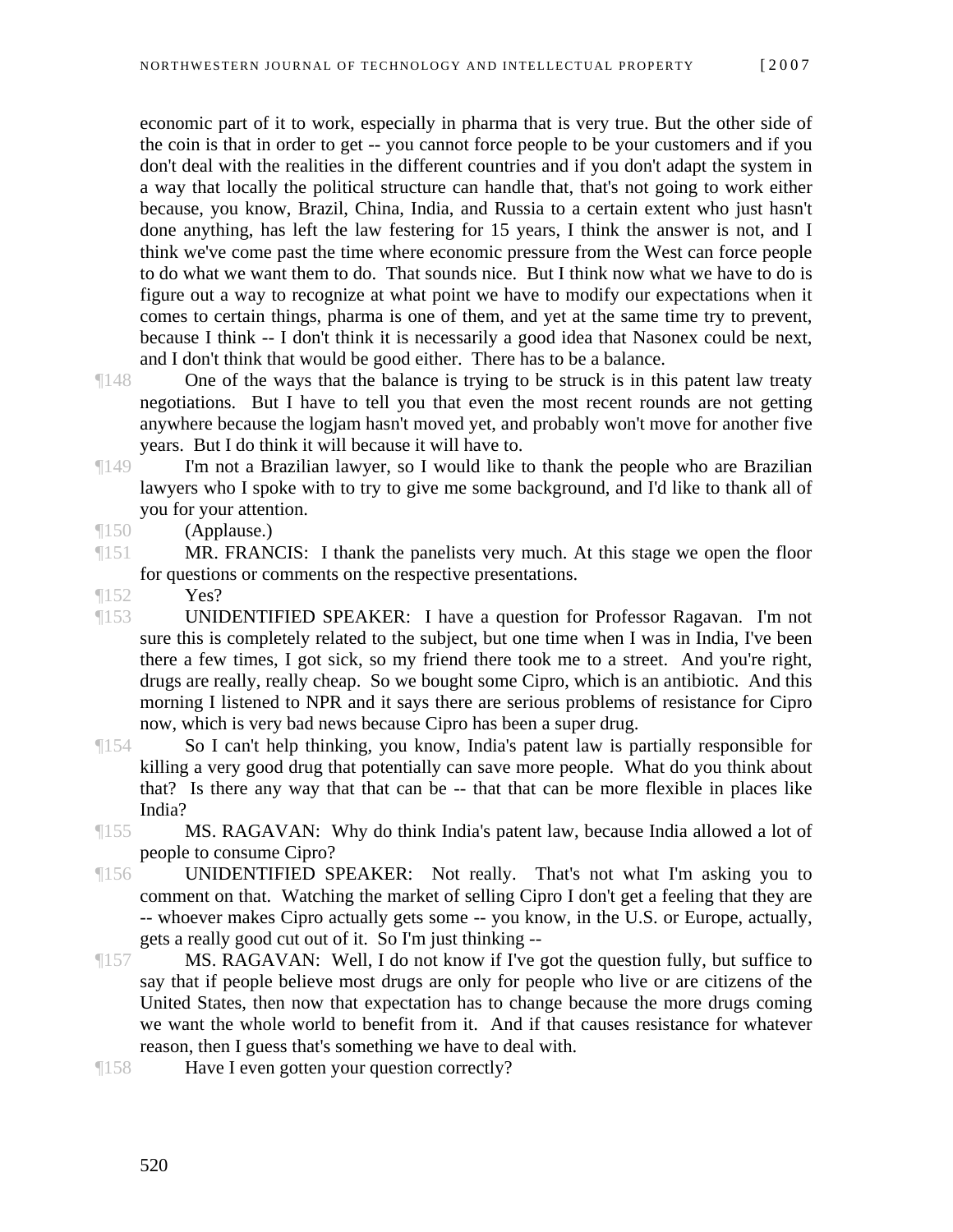economic part of it to work, especially in pharma that is very true. But the other side of the coin is that in order to get -- you cannot force people to be your customers and if you don't deal with the realities in the different countries and if you don't adapt the system in a way that locally the political structure can handle that, that's not going to work either because, you know, Brazil, China, India, and Russia to a certain extent who just hasn't done anything, has left the law festering for 15 years, I think the answer is not, and I think we've come past the time where economic pressure from the West can force people to do what we want them to do. That sounds nice. But I think now what we have to do is figure out a way to recognize at what point we have to modify our expectations when it comes to certain things, pharma is one of them, and yet at the same time try to prevent, because I think -- I don't think it is necessarily a good idea that Nasonex could be next, and I don't think that would be good either. There has to be a balance.

¶148 One of the ways that the balance is trying to be struck is in this patent law treaty negotiations. But I have to tell you that even the most recent rounds are not getting anywhere because the logjam hasn't moved yet, and probably won't move for another five years. But I do think it will because it will have to.

¶149 I'm not a Brazilian lawyer, so I would like to thank the people who are Brazilian lawyers who I spoke with to try to give me some background, and I'd like to thank all of you for your attention.

¶150 (Applause.)

¶151 MR. FRANCIS: I thank the panelists very much. At this stage we open the floor for questions or comments on the respective presentations.

¶152 Yes?

¶153 UNIDENTIFIED SPEAKER: I have a question for Professor Ragavan. I'm not sure this is completely related to the subject, but one time when I was in India, I've been there a few times, I got sick, so my friend there took me to a street. And you're right, drugs are really, really cheap. So we bought some Cipro, which is an antibiotic. And this morning I listened to NPR and it says there are serious problems of resistance for Cipro now, which is very bad news because Cipro has been a super drug.

¶154 So I can't help thinking, you know, India's patent law is partially responsible for killing a very good drug that potentially can save more people. What do you think about that? Is there any way that that can be -- that that can be more flexible in places like India?

¶155 MS. RAGAVAN: Why do think India's patent law, because India allowed a lot of people to consume Cipro?

¶156 UNIDENTIFIED SPEAKER: Not really. That's not what I'm asking you to comment on that. Watching the market of selling Cipro I don't get a feeling that they are -- whoever makes Cipro actually gets some -- you know, in the U.S. or Europe, actually, gets a really good cut out of it. So I'm just thinking --

¶157 MS. RAGAVAN: Well, I do not know if I've got the question fully, but suffice to say that if people believe most drugs are only for people who live or are citizens of the United States, then now that expectation has to change because the more drugs coming we want the whole world to benefit from it. And if that causes resistance for whatever reason, then I guess that's something we have to deal with.

¶158 Have I even gotten your question correctly?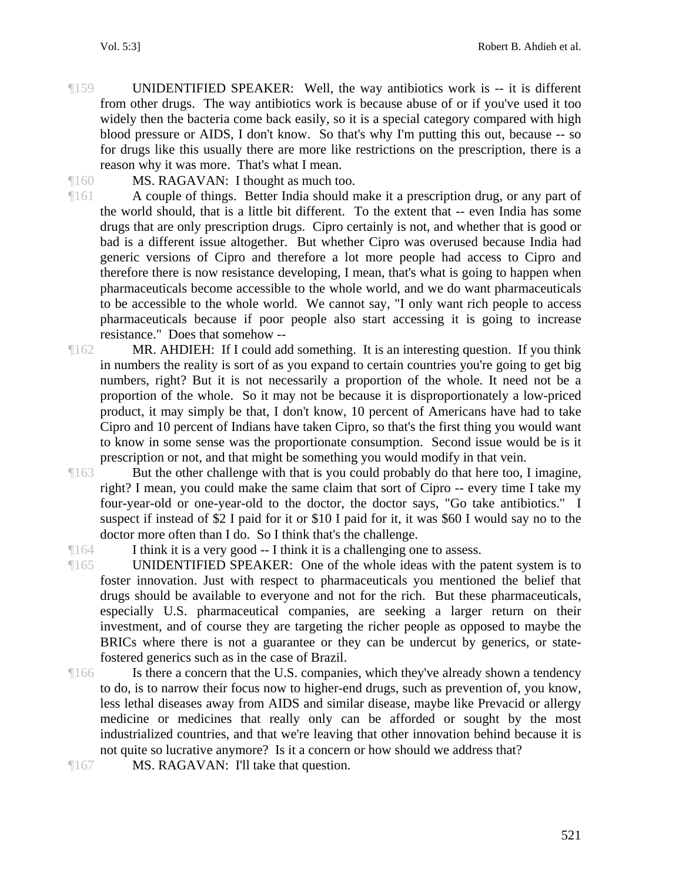¶159 UNIDENTIFIED SPEAKER: Well, the way antibiotics work is -- it is different from other drugs. The way antibiotics work is because abuse of or if you've used it too widely then the bacteria come back easily, so it is a special category compared with high blood pressure or AIDS, I don't know. So that's why I'm putting this out, because -- so for drugs like this usually there are more like restrictions on the prescription, there is a reason why it was more. That's what I mean.

¶160 MS. RAGAVAN: I thought as much too.

¶161 A couple of things. Better India should make it a prescription drug, or any part of the world should, that is a little bit different. To the extent that -- even India has some drugs that are only prescription drugs. Cipro certainly is not, and whether that is good or bad is a different issue altogether. But whether Cipro was overused because India had generic versions of Cipro and therefore a lot more people had access to Cipro and therefore there is now resistance developing, I mean, that's what is going to happen when pharmaceuticals become accessible to the whole world, and we do want pharmaceuticals to be accessible to the whole world. We cannot say, "I only want rich people to access pharmaceuticals because if poor people also start accessing it is going to increase resistance." Does that somehow --

¶162 MR. AHDIEH: If I could add something. It is an interesting question. If you think in numbers the reality is sort of as you expand to certain countries you're going to get big numbers, right? But it is not necessarily a proportion of the whole. It need not be a proportion of the whole. So it may not be because it is disproportionately a low-priced product, it may simply be that, I don't know, 10 percent of Americans have had to take Cipro and 10 percent of Indians have taken Cipro, so that's the first thing you would want to know in some sense was the proportionate consumption. Second issue would be is it prescription or not, and that might be something you would modify in that vein.

¶163 But the other challenge with that is you could probably do that here too, I imagine, right? I mean, you could make the same claim that sort of Cipro -- every time I take my four-year-old or one-year-old to the doctor, the doctor says, "Go take antibiotics." I suspect if instead of $2 I paid for it or $10 I paid for it, it was $60 I would say no to the doctor more often than I do. So I think that's the challenge.

¶164 I think it is a very good -- I think it is a challenging one to assess.

¶165 UNIDENTIFIED SPEAKER: One of the whole ideas with the patent system is to foster innovation. Just with respect to pharmaceuticals you mentioned the belief that drugs should be available to everyone and not for the rich. But these pharmaceuticals, especially U.S. pharmaceutical companies, are seeking a larger return on their investment, and of course they are targeting the richer people as opposed to maybe the BRICs where there is not a guarantee or they can be undercut by generics, or state-fostered generics such as in the case of Brazil.

¶166 Is there a concern that the U.S. companies, which they've already shown a tendency to do, is to narrow their focus now to higher-end drugs, such as prevention of, you know, less lethal diseases away from AIDS and similar disease, maybe like Prevacid or allergy medicine or medicines that really only can be afforded or sought by the most industrialized countries, and that we're leaving that other innovation behind because it is not quite so lucrative anymore? Is it a concern or how should we address that?

¶167 MS. RAGAVAN: I'll take that question.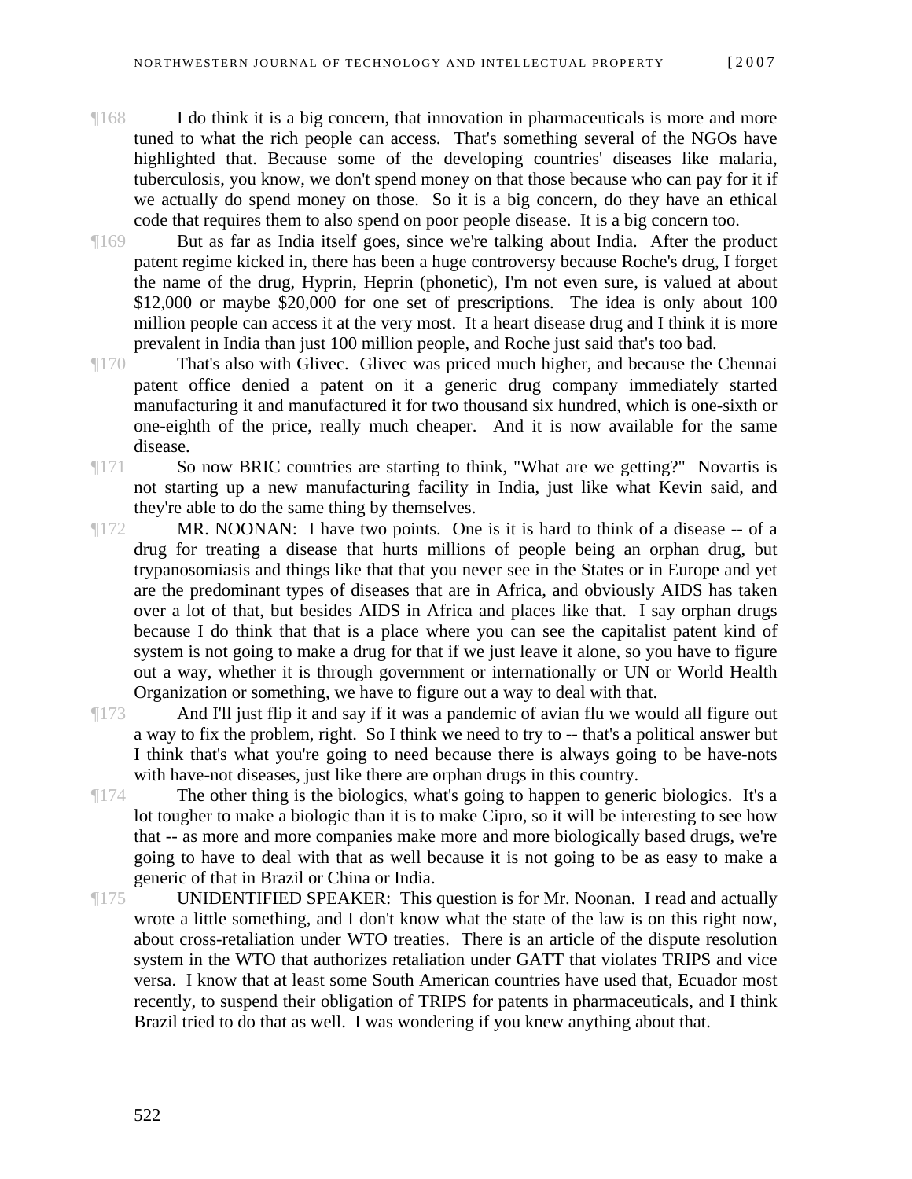¶168 I do think it is a big concern, that innovation in pharmaceuticals is more and more tuned to what the rich people can access. That's something several of the NGOs have highlighted that. Because some of the developing countries' diseases like malaria, tuberculosis, you know, we don't spend money on that those because who can pay for it if we actually do spend money on those. So it is a big concern, do they have an ethical code that requires them to also spend on poor people disease. It is a big concern too.

¶169 But as far as India itself goes, since we're talking about India. After the product patent regime kicked in, there has been a huge controversy because Roche's drug, I forget the name of the drug, Hyprin, Heprin (phonetic), I'm not even sure, is valued at about $12,000 or maybe $20,000 for one set of prescriptions. The idea is only about 100 million people can access it at the very most. It a heart disease drug and I think it is more prevalent in India than just 100 million people, and Roche just said that's too bad.

¶170 That's also with Glivec. Glivec was priced much higher, and because the Chennai patent office denied a patent on it a generic drug company immediately started manufacturing it and manufactured it for two thousand six hundred, which is one-sixth or one-eighth of the price, really much cheaper. And it is now available for the same disease.

¶171 So now BRIC countries are starting to think, "What are we getting?" Novartis is not starting up a new manufacturing facility in India, just like what Kevin said, and they're able to do the same thing by themselves.

¶172 MR. NOONAN: I have two points. One is it is hard to think of a disease -- of a drug for treating a disease that hurts millions of people being an orphan drug, but trypanosomiasis and things like that that you never see in the States or in Europe and yet are the predominant types of diseases that are in Africa, and obviously AIDS has taken over a lot of that, but besides AIDS in Africa and places like that. I say orphan drugs because I do think that that is a place where you can see the capitalist patent kind of system is not going to make a drug for that if we just leave it alone, so you have to figure out a way, whether it is through government or internationally or UN or World Health Organization or something, we have to figure out a way to deal with that.

¶173 And I'll just flip it and say if it was a pandemic of avian flu we would all figure out a way to fix the problem, right. So I think we need to try to -- that's a political answer but I think that's what you're going to need because there is always going to be have-nots with have-not diseases, just like there are orphan drugs in this country.

¶174 The other thing is the biologics, what's going to happen to generic biologics. It's a lot tougher to make a biologic than it is to make Cipro, so it will be interesting to see how that -- as more and more companies make more and more biologically based drugs, we're going to have to deal with that as well because it is not going to be as easy to make a generic of that in Brazil or China or India.

¶175 UNIDENTIFIED SPEAKER: This question is for Mr. Noonan. I read and actually wrote a little something, and I don't know what the state of the law is on this right now, about cross-retaliation under WTO treaties. There is an article of the dispute resolution system in the WTO that authorizes retaliation under GATT that violates TRIPS and vice versa. I know that at least some South American countries have used that, Ecuador most recently, to suspend their obligation of TRIPS for patents in pharmaceuticals, and I think Brazil tried to do that as well. I was wondering if you knew anything about that.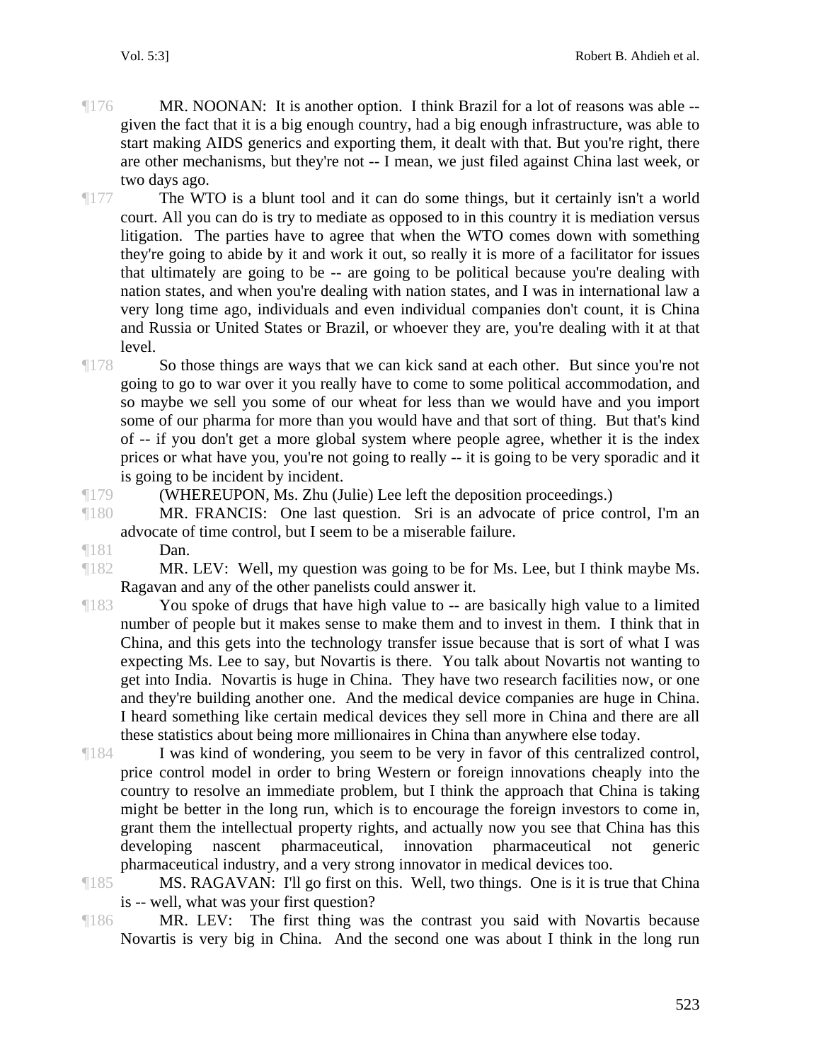¶176 MR. NOONAN: It is another option. I think Brazil for a lot of reasons was able -- given the fact that it is a big enough country, had a big enough infrastructure, was able to start making AIDS generics and exporting them, it dealt with that. But you're right, there are other mechanisms, but they're not -- I mean, we just filed against China last week, or two days ago.

¶177 The WTO is a blunt tool and it can do some things, but it certainly isn't a world court. All you can do is try to mediate as opposed to in this country it is mediation versus litigation. The parties have to agree that when the WTO comes down with something they're going to abide by it and work it out, so really it is more of a facilitator for issues that ultimately are going to be -- are going to be political because you're dealing with nation states, and when you're dealing with nation states, and I was in international law a very long time ago, individuals and even individual companies don't count, it is China and Russia or United States or Brazil, or whoever they are, you're dealing with it at that level.

¶178 So those things are ways that we can kick sand at each other. But since you're not going to go to war over it you really have to come to some political accommodation, and so maybe we sell you some of our wheat for less than we would have and you import some of our pharma for more than you would have and that sort of thing. But that's kind of -- if you don't get a more global system where people agree, whether it is the index prices or what have you, you're not going to really -- it is going to be very sporadic and it is going to be incident by incident.

¶179 (WHEREUPON, Ms. Zhu (Julie) Lee left the deposition proceedings.)

¶180 MR. FRANCIS: One last question. Sri is an advocate of price control, I'm an advocate of time control, but I seem to be a miserable failure.

¶181 Dan.

¶182 MR. LEV: Well, my question was going to be for Ms. Lee, but I think maybe Ms. Ragavan and any of the other panelists could answer it.

¶183 You spoke of drugs that have high value to -- are basically high value to a limited number of people but it makes sense to make them and to invest in them. I think that in China, and this gets into the technology transfer issue because that is sort of what I was expecting Ms. Lee to say, but Novartis is there. You talk about Novartis not wanting to get into India. Novartis is huge in China. They have two research facilities now, or one and they're building another one. And the medical device companies are huge in China. I heard something like certain medical devices they sell more in China and there are all these statistics about being more millionaires in China than anywhere else today.

¶184 I was kind of wondering, you seem to be very in favor of this centralized control, price control model in order to bring Western or foreign innovations cheaply into the country to resolve an immediate problem, but I think the approach that China is taking might be better in the long run, which is to encourage the foreign investors to come in, grant them the intellectual property rights, and actually now you see that China has this developing nascent pharmaceutical, innovation pharmaceutical not generic pharmaceutical industry, and a very strong innovator in medical devices too.

¶185 MS. RAGAVAN: I'll go first on this. Well, two things. One is it is true that China is -- well, what was your first question?

¶186 MR. LEV: The first thing was the contrast you said with Novartis because Novartis is very big in China. And the second one was about I think in the long run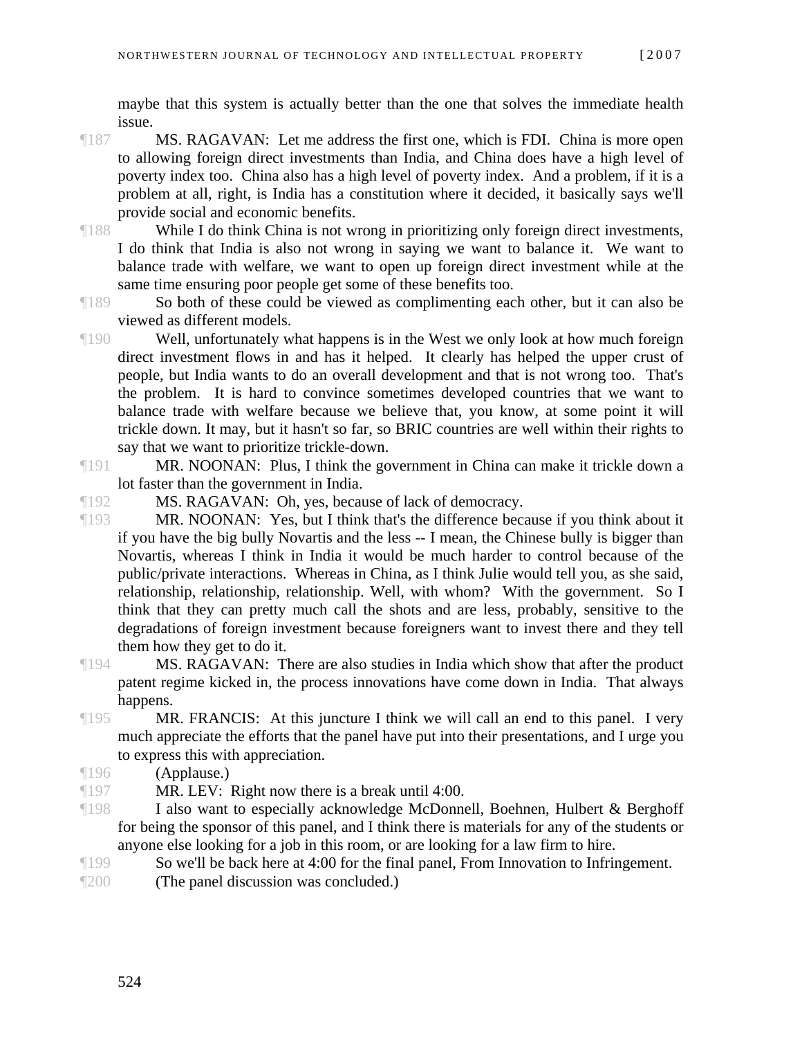maybe that this system is actually better than the one that solves the immediate health issue.

¶187 MS. RAGAVAN: Let me address the first one, which is FDI. China is more open to allowing foreign direct investments than India, and China does have a high level of poverty index too. China also has a high level of poverty index. And a problem, if it is a problem at all, right, is India has a constitution where it decided, it basically says we'll provide social and economic benefits.

¶188 While I do think China is not wrong in prioritizing only foreign direct investments, I do think that India is also not wrong in saying we want to balance it. We want to balance trade with welfare, we want to open up foreign direct investment while at the same time ensuring poor people get some of these benefits too.

¶189 So both of these could be viewed as complimenting each other, but it can also be viewed as different models.

¶190 Well, unfortunately what happens is in the West we only look at how much foreign direct investment flows in and has it helped. It clearly has helped the upper crust of people, but India wants to do an overall development and that is not wrong too. That's the problem. It is hard to convince sometimes developed countries that we want to balance trade with welfare because we believe that, you know, at some point it will trickle down. It may, but it hasn't so far, so BRIC countries are well within their rights to say that we want to prioritize trickle-down.

¶191 MR. NOONAN: Plus, I think the government in China can make it trickle down a lot faster than the government in India.

¶192 MS. RAGAVAN: Oh, yes, because of lack of democracy.

¶193 MR. NOONAN: Yes, but I think that's the difference because if you think about it if you have the big bully Novartis and the less -- I mean, the Chinese bully is bigger than Novartis, whereas I think in India it would be much harder to control because of the public/private interactions. Whereas in China, as I think Julie would tell you, as she said, relationship, relationship, relationship. Well, with whom? With the government. So I think that they can pretty much call the shots and are less, probably, sensitive to the degradations of foreign investment because foreigners want to invest there and they tell them how they get to do it.

¶194 MS. RAGAVAN: There are also studies in India which show that after the product patent regime kicked in, the process innovations have come down in India. That always happens.

¶195 MR. FRANCIS: At this juncture I think we will call an end to this panel. I very much appreciate the efforts that the panel have put into their presentations, and I urge you to express this with appreciation.

¶196 (Applause.)

¶197 MR. LEV: Right now there is a break until 4:00.

¶198 I also want to especially acknowledge McDonnell, Boehnen, Hulbert & Berghoff for being the sponsor of this panel, and I think there is materials for any of the students or anyone else looking for a job in this room, or are looking for a law firm to hire.

¶199 So we'll be back here at 4:00 for the final panel, From Innovation to Infringement.

¶200 (The panel discussion was concluded.)